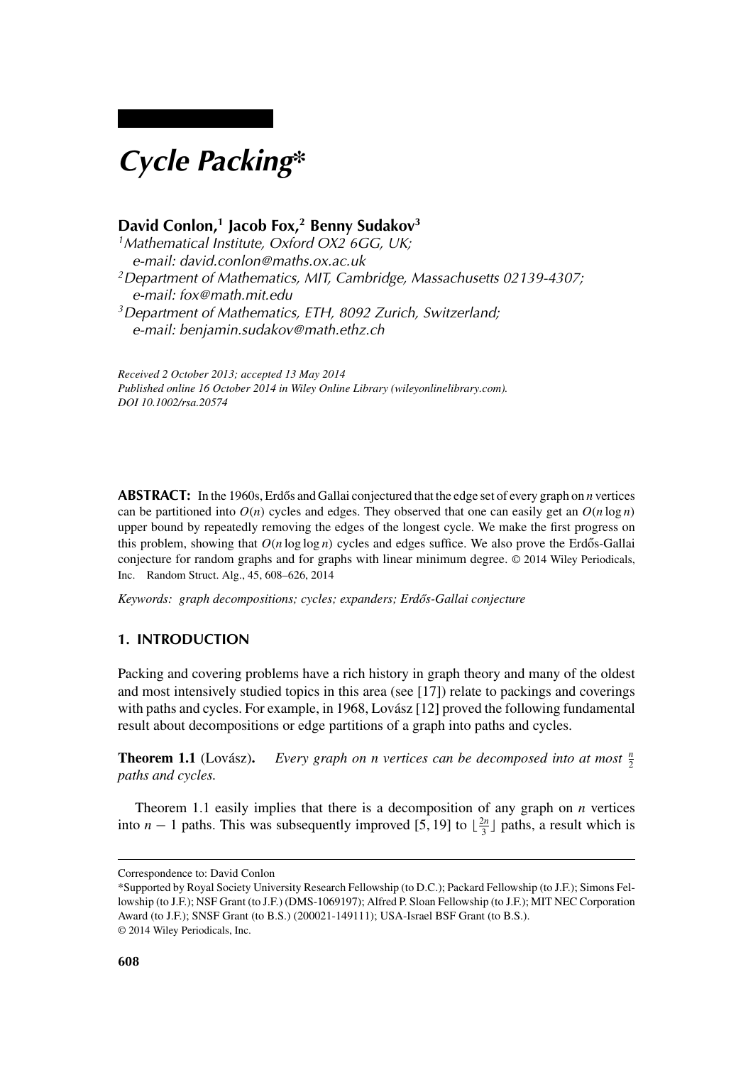# *Cycle Packing**

**David Conlon,[1] Jacob Fox,[2] Benny Sudakov[3]**

[1]*Mathematical Institute, Oxford OX2 6GG, UK; e-mail: david.conlon@maths.ox.ac.uk*

[2]*Department of Mathematics, MIT, Cambridge, Massachusetts 02139-4307; e-mail: fox@math.mit.edu*

[3]*Department of Mathematics, ETH, 8092 Zurich, Switzerland; e-mail: benjamin.sudakov@math.ethz.ch*

*Received 2 October 2013; accepted 13 May 2014*
*Published online 16 October 2014 in Wiley Online Library (wileyonlinelibrary.com).*
*DOI 10.1002/rsa.20574*

**ABSTRACT:** In the 1960s, Erdős and Gallai conjectured that the edge set of every graph on $n$ vertices can be partitioned into $O(n)$ cycles and edges. They observed that one can easily get an $O(n \log n)$ upper bound by repeatedly removing the edges of the longest cycle. We make the first progress on this problem, showing that $O(n \log \log n)$ cycles and edges suffice. We also prove the Erdős-Gallai conjecture for random graphs and for graphs with linear minimum degree. © 2014 Wiley Periodicals, Inc. Random Struct. Alg., 45, 608–626, 2014

*Keywords: graph decompositions; cycles; expanders; Erdős-Gallai conjecture*

## 1. INTRODUCTION

Packing and covering problems have a rich history in graph theory and many of the oldest and most intensively studied topics in this area (see [17]) relate to packings and coverings with paths and cycles. For example, in 1968, Lovász [12] proved the following fundamental result about decompositions or edge partitions of a graph into paths and cycles.

**Theorem 1.1** (Lovász). *Every graph on n vertices can be decomposed into at most $\frac{n}{2}$ paths and cycles.*

Theorem 1.1 easily implies that there is a decomposition of any graph on $n$ vertices into $n - 1$ paths. This was subsequently improved [5, 19] to $\lfloor \frac{2n}{3} \rfloor$ paths, a result which is

---

Correspondence to: David Conlon

*Supported by Royal Society University Research Fellowship (to D.C.); Packard Fellowship (to J.F.); Simons Fellowship (to J.F.); NSF Grant (to J.F.) (DMS-1069197); Alfred P. Sloan Fellowship (to J.F.); MIT NEC Corporation Award (to J.F.); SNSF Grant (to B.S.) (200021-149111); USA-Israel BSF Grant (to B.S.).
© 2014 Wiley Periodicals, Inc.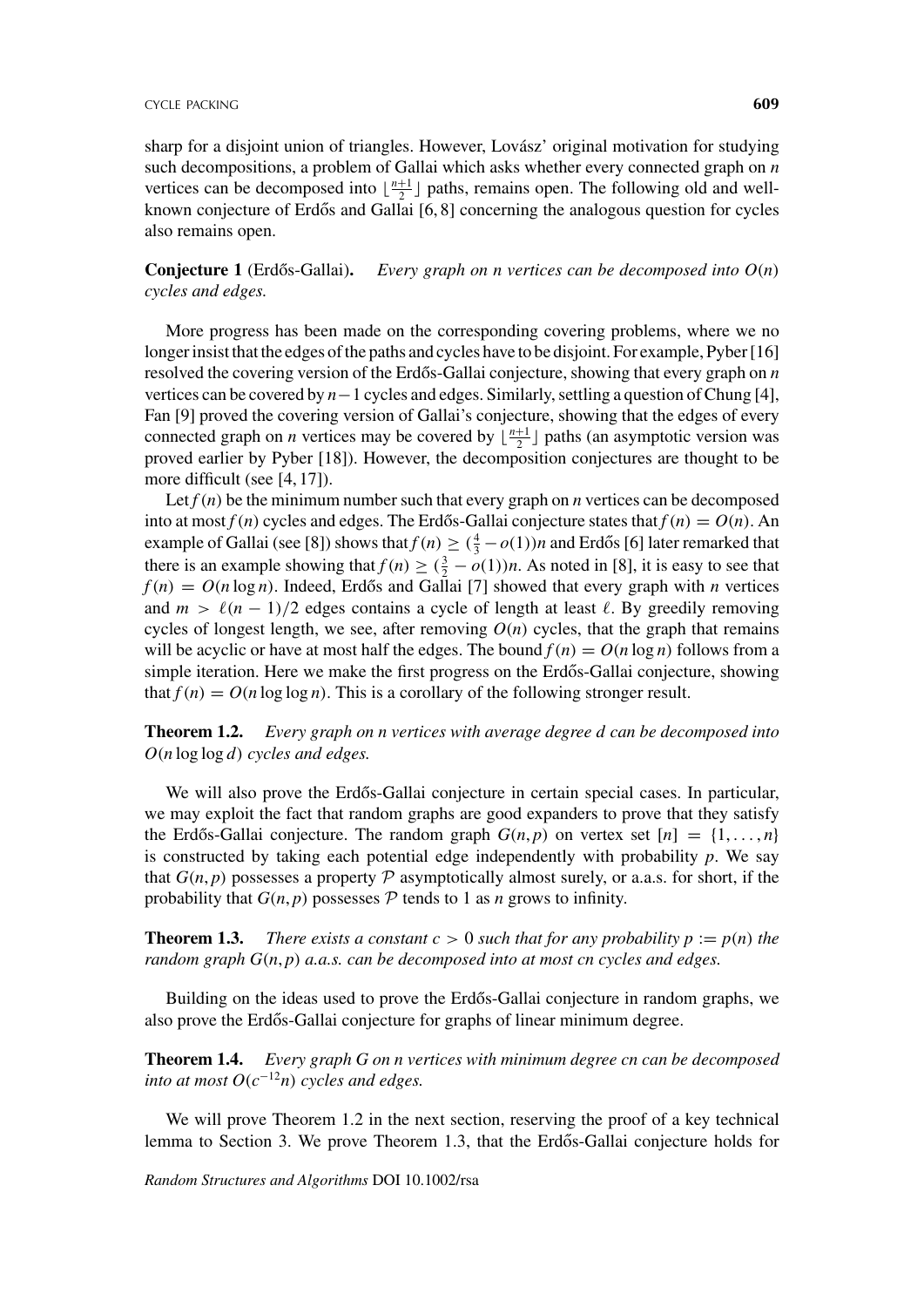sharp for a disjoint union of triangles. However, Lovász' original motivation for studying such decompositions, a problem of Gallai which asks whether every connected graph on $n$ vertices can be decomposed into $\lfloor \frac{n+1}{2} \rfloor$ paths, remains open. The following old and well-known conjecture of Erdős and Gallai [6, 8] concerning the analogous question for cycles also remains open.

**Conjecture 1** (Erdős-Gallai). *Every graph on $n$ vertices can be decomposed into $O(n)$ cycles and edges.*

More progress has been made on the corresponding covering problems, where we no longer insist that the edges of the paths and cycles have to be disjoint. For example, Pyber [16] resolved the covering version of the Erdős-Gallai conjecture, showing that every graph on $n$ vertices can be covered by $n-1$ cycles and edges. Similarly, settling a question of Chung [4], Fan [9] proved the covering version of Gallai's conjecture, showing that the edges of every connected graph on $n$ vertices may be covered by $\lfloor \frac{n+1}{2} \rfloor$ paths (an asymptotic version was proved earlier by Pyber [18]). However, the decomposition conjectures are thought to be more difficult (see [4, 17]).

Let $f(n)$ be the minimum number such that every graph on $n$ vertices can be decomposed into at most $f(n)$ cycles and edges. The Erdős-Gallai conjecture states that $f(n) = O(n)$. An example of Gallai (see [8]) shows that $f(n) \geq (\frac{4}{3} - o(1))n$ and Erdős [6] later remarked that there is an example showing that $f(n) \geq (\frac{3}{2} - o(1))n$. As noted in [8], it is easy to see that $f(n) = O(n \log n)$. Indeed, Erdős and Gallai [7] showed that every graph with $n$ vertices and $m > \ell(n-1)/2$ edges contains a cycle of length at least $\ell$. By greedily removing cycles of longest length, we see, after removing $O(n)$ cycles, that the graph that remains will be acyclic or have at most half the edges. The bound $f(n) = O(n \log n)$ follows from a simple iteration. Here we make the first progress on the Erdős-Gallai conjecture, showing that $f(n) = O(n \log \log n)$. This is a corollary of the following stronger result.

**Theorem 1.2.** *Every graph on $n$ vertices with average degree $d$ can be decomposed into $O(n \log \log d)$ cycles and edges.*

We will also prove the Erdős-Gallai conjecture in certain special cases. In particular, we may exploit the fact that random graphs are good expanders to prove that they satisfy the Erdős-Gallai conjecture. The random graph $G(n, p)$ on vertex set $[n] = \{1, \ldots, n\}$ is constructed by taking each potential edge independently with probability $p$. We say that $G(n, p)$ possesses a property $\mathcal{P}$ asymptotically almost surely, or a.a.s. for short, if the probability that $G(n, p)$ possesses $\mathcal{P}$ tends to 1 as $n$ grows to infinity.

**Theorem 1.3.** *There exists a constant $c > 0$ such that for any probability $p := p(n)$ the random graph $G(n, p)$ a.a.s. can be decomposed into at most $cn$ cycles and edges.*

Building on the ideas used to prove the Erdős-Gallai conjecture in random graphs, we also prove the Erdős-Gallai conjecture for graphs of linear minimum degree.

**Theorem 1.4.** *Every graph $G$ on $n$ vertices with minimum degree $cn$ can be decomposed into at most $O(c^{-12}n)$ cycles and edges.*

We will prove Theorem 1.2 in the next section, reserving the proof of a key technical lemma to Section 3. We prove Theorem 1.3, that the Erdős-Gallai conjecture holds for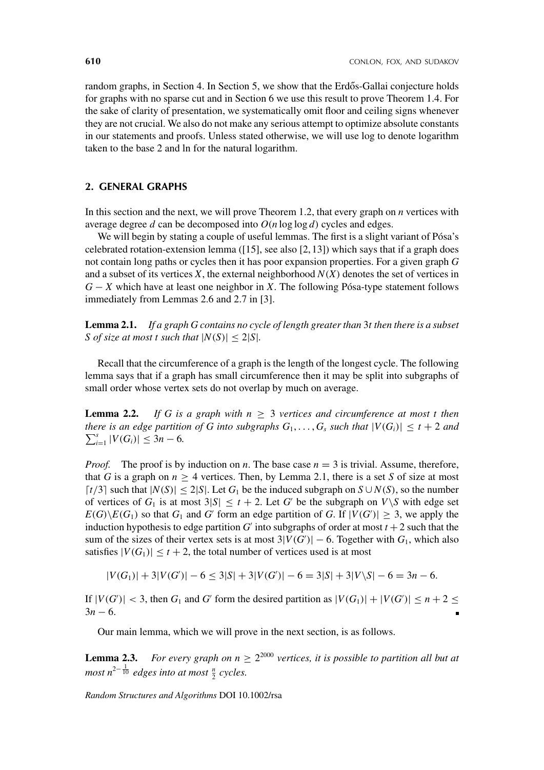random graphs, in Section 4. In Section 5, we show that the Erdős-Gallai conjecture holds for graphs with no sparse cut and in Section 6 we use this result to prove Theorem 1.4. For the sake of clarity of presentation, we systematically omit floor and ceiling signs whenever they are not crucial. We also do not make any serious attempt to optimize absolute constants in our statements and proofs. Unless stated otherwise, we will use log to denote logarithm taken to the base 2 and ln for the natural logarithm.

## 2. GENERAL GRAPHS

In this section and the next, we will prove Theorem 1.2, that every graph on $n$ vertices with average degree $d$ can be decomposed into $O(n \log\log d)$ cycles and edges.

We will begin by stating a couple of useful lemmas. The first is a slight variant of Pósa's celebrated rotation-extension lemma ([15], see also [2, 13]) which says that if a graph does not contain long paths or cycles then it has poor expansion properties. For a given graph $G$ and a subset of its vertices $X$, the external neighborhood $N(X)$ denotes the set of vertices in $G - X$ which have at least one neighbor in $X$. The following Pósa-type statement follows immediately from Lemmas 2.6 and 2.7 in [3].

**Lemma 2.1.** *If a graph $G$ contains no cycle of length greater than $3t$ then there is a subset $S$ of size at most $t$ such that $|N(S)| \leq 2|S|$.*

Recall that the circumference of a graph is the length of the longest cycle. The following lemma says that if a graph has small circumference then it may be split into subgraphs of small order whose vertex sets do not overlap by much on average.

**Lemma 2.2.** *If $G$ is a graph with $n \geq 3$ vertices and circumference at most $t$ then there is an edge partition of $G$ into subgraphs $G_1, \ldots, G_s$ such that $|V(G_i)| \leq t + 2$ and $\sum_{i=1}^{s} |V(G_i)| \leq 3n - 6$.*

*Proof.* The proof is by induction on $n$. The base case $n = 3$ is trivial. Assume, therefore, that $G$ is a graph on $n \geq 4$ vertices. Then, by Lemma 2.1, there is a set $S$ of size at most $\lceil t/3 \rceil$ such that $|N(S)| \leq 2|S|$. Let $G_1$ be the induced subgraph on $S \cup N(S)$, so the number of vertices of $G_1$ is at most $3|S| \leq t + 2$. Let $G'$ be the subgraph on $V \backslash S$ with edge set $E(G) \backslash E(G_1)$ so that $G_1$ and $G'$ form an edge partition of $G$. If $|V(G')| \geq 3$, we apply the induction hypothesis to edge partition $G'$ into subgraphs of order at most $t + 2$ such that the sum of the sizes of their vertex sets is at most $3|V(G')| - 6$. Together with $G_1$, which also satisfies $|V(G_1)| \leq t + 2$, the total number of vertices used is at most

$$|V(G_1)| + 3|V(G')| - 6 \leq 3|S| + 3|V(G')| - 6 = 3|S| + 3|V \backslash S| - 6 = 3n - 6.$$

If $|V(G')| < 3$, then $G_1$ and $G'$ form the desired partition as $|V(G_1)| + |V(G')| \leq n + 2 \leq 3n - 6$. ∎

Our main lemma, which we will prove in the next section, is as follows.

**Lemma 2.3.** *For every graph on $n \geq 2^{2000}$ vertices, it is possible to partition all but at most $n^{2-\frac{1}{10}}$ edges into at most $\frac{n}{2}$ cycles.*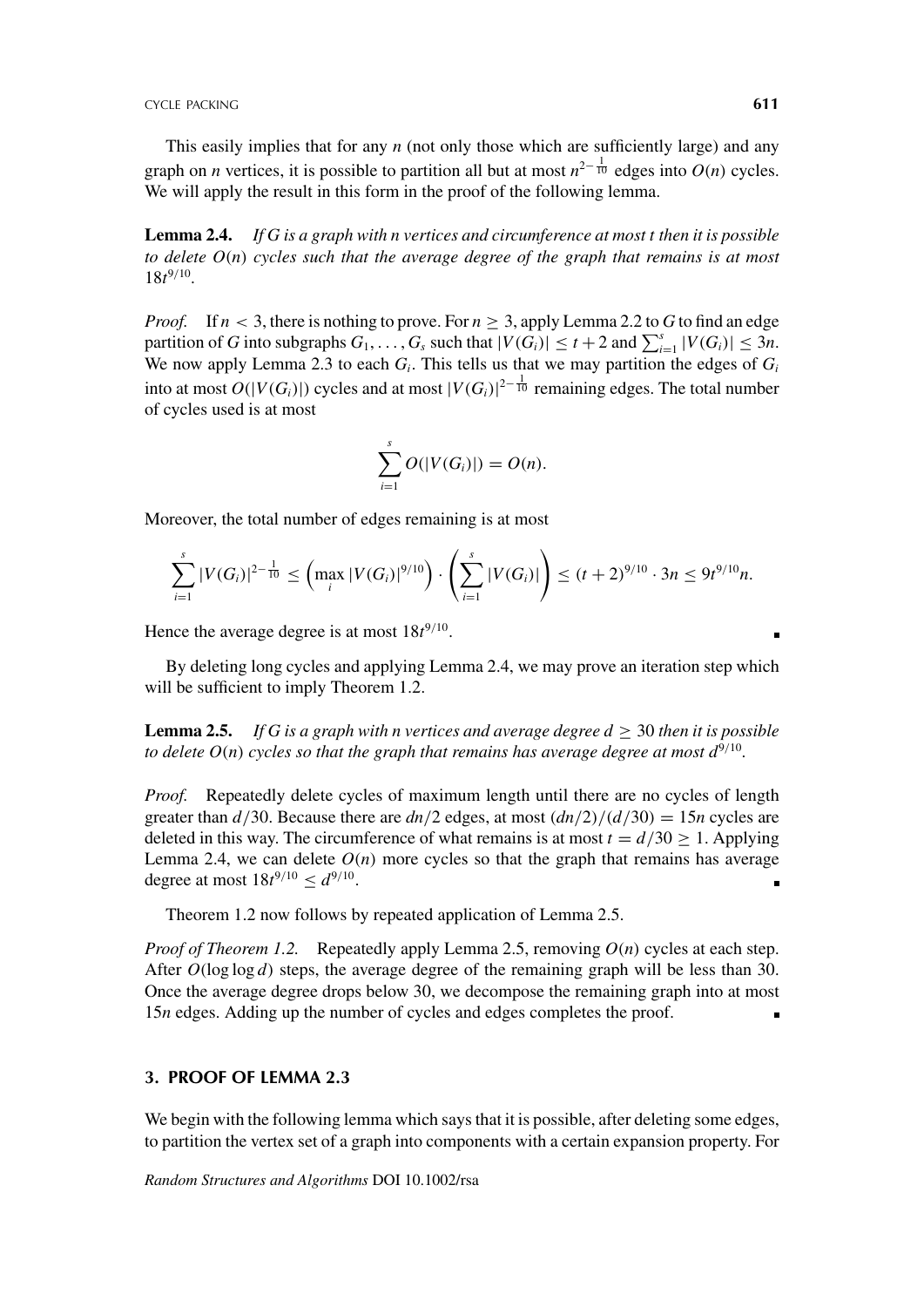This easily implies that for any $n$ (not only those which are sufficiently large) and any graph on $n$ vertices, it is possible to partition all but at most $n^{2-\frac{1}{10}}$ edges into $O(n)$ cycles. We will apply the result in this form in the proof of the following lemma.

**Lemma 2.4.** *If $G$ is a graph with $n$ vertices and circumference at most $t$ then it is possible to delete $O(n)$ cycles such that the average degree of the graph that remains is at most $18t^{9/10}$.*

*Proof.* If $n < 3$, there is nothing to prove. For $n \geq 3$, apply Lemma 2.2 to $G$ to find an edge partition of $G$ into subgraphs $G_1, \ldots, G_s$ such that $|V(G_i)| \leq t + 2$ and $\sum_{i=1}^{s} |V(G_i)| \leq 3n$. We now apply Lemma 2.3 to each $G_i$. This tells us that we may partition the edges of $G_i$ into at most $O(|V(G_i)|)$ cycles and at most $|V(G_i)|^{2-\frac{1}{10}}$ remaining edges. The total number of cycles used is at most

$$\sum_{i=1}^{s} O(|V(G_i)|) = O(n).$$

Moreover, the total number of edges remaining is at most

$$\sum_{i=1}^{s} |V(G_i)|^{2-\frac{1}{10}} \leq \left(\max_i |V(G_i)|^{9/10}\right) \cdot \left(\sum_{i=1}^{s} |V(G_i)|\right) \leq (t+2)^{9/10} \cdot 3n \leq 9t^{9/10}n.$$

Hence the average degree is at most $18t^{9/10}$. ∎

By deleting long cycles and applying Lemma 2.4, we may prove an iteration step which will be sufficient to imply Theorem 1.2.

**Lemma 2.5.** *If $G$ is a graph with $n$ vertices and average degree $d \geq 30$ then it is possible to delete $O(n)$ cycles so that the graph that remains has average degree at most $d^{9/10}$.*

*Proof.* Repeatedly delete cycles of maximum length until there are no cycles of length greater than $d/30$. Because there are $dn/2$ edges, at most $(dn/2)/(d/30) = 15n$ cycles are deleted in this way. The circumference of what remains is at most $t = d/30 \geq 1$. Applying Lemma 2.4, we can delete $O(n)$ more cycles so that the graph that remains has average degree at most $18t^{9/10} \leq d^{9/10}$. ∎

Theorem 1.2 now follows by repeated application of Lemma 2.5.

*Proof of Theorem 1.2.* Repeatedly apply Lemma 2.5, removing $O(n)$ cycles at each step. After $O(\log \log d)$ steps, the average degree of the remaining graph will be less than 30. Once the average degree drops below 30, we decompose the remaining graph into at most $15n$ edges. Adding up the number of cycles and edges completes the proof. ∎

## 3. PROOF OF LEMMA 2.3

We begin with the following lemma which says that it is possible, after deleting some edges, to partition the vertex set of a graph into components with a certain expansion property. For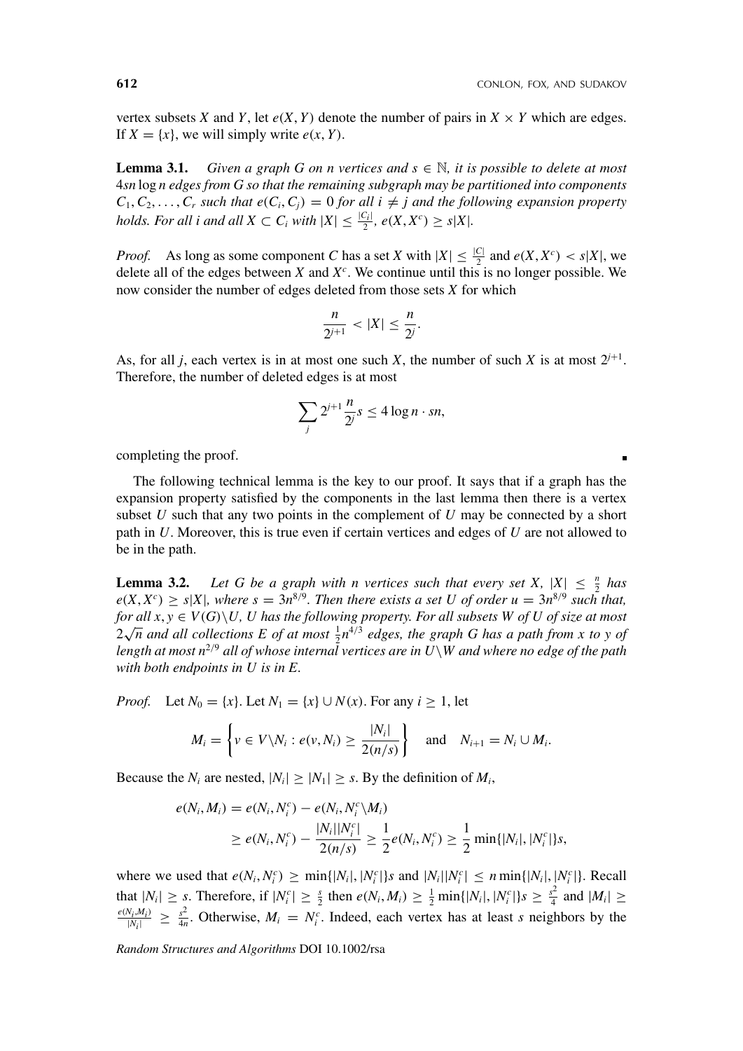vertex subsets $X$ and $Y$, let $e(X, Y)$ denote the number of pairs in $X \times Y$ which are edges. If $X = \{x\}$, we will simply write $e(x, Y)$.

**Lemma 3.1.** *Given a graph $G$ on $n$ vertices and $s \in \mathbb{N}$, it is possible to delete at most $4sn \log n$ edges from $G$ so that the remaining subgraph may be partitioned into components $C_1, C_2, \ldots, C_r$ such that $e(C_i, C_j) = 0$ for all $i \neq j$ and the following expansion property holds. For all $i$ and all $X \subset C_i$ with $|X| \leq \frac{|C_i|}{2}$, $e(X, X^c) \geq s|X|$.*

*Proof.* As long as some component $C$ has a set $X$ with $|X| \leq \frac{|C|}{2}$ and $e(X, X^c) < s|X|$, we delete all of the edges between $X$ and $X^c$. We continue until this is no longer possible. We now consider the number of edges deleted from those sets $X$ for which

$$\frac{n}{2^{j+1}} < |X| \leq \frac{n}{2^j}.$$

As, for all $j$, each vertex is in at most one such $X$, the number of such $X$ is at most $2^{j+1}$. Therefore, the number of deleted edges is at most

$$\sum_j 2^{j+1} \frac{n}{2^j} s \leq 4 \log n \cdot sn,$$

completing the proof. ∎

The following technical lemma is the key to our proof. It says that if a graph has the expansion property satisfied by the components in the last lemma then there is a vertex subset $U$ such that any two points in the complement of $U$ may be connected by a short path in $U$. Moreover, this is true even if certain vertices and edges of $U$ are not allowed to be in the path.

**Lemma 3.2.** *Let $G$ be a graph with $n$ vertices such that every set $X$, $|X| \leq \frac{n}{2}$ has $e(X, X^c) \geq s|X|$, where $s = 3n^{8/9}$. Then there exists a set $U$ of order $u = 3n^{8/9}$ such that, for all $x, y \in V(G) \backslash U$, $U$ has the following property. For all subsets $W$ of $U$ of size at most $2\sqrt{n}$ and all collections $E$ of at most $\frac{1}{2}n^{4/3}$ edges, the graph $G$ has a path from $x$ to $y$ of length at most $n^{2/9}$ all of whose internal vertices are in $U \backslash W$ and where no edge of the path with both endpoints in $U$ is in $E$.*

*Proof.* Let $N_0 = \{x\}$. Let $N_1 = \{x\} \cup N(x)$. For any $i \geq 1$, let

$$M_i = \left\{ v \in V \backslash N_i : e(v, N_i) \geq \frac{|N_i|}{2(n/s)} \right\} \quad \text{and} \quad N_{i+1} = N_i \cup M_i.$$

Because the $N_i$ are nested, $|N_i| \geq |N_1| \geq s$. By the definition of $M_i$,

$$\begin{aligned} e(N_i, M_i) &= e(N_i, N_i^c) - e(N_i, N_i^c \backslash M_i) \\ &\geq e(N_i, N_i^c) - \frac{|N_i||N_i^c|}{2(n/s)} \geq \frac{1}{2} e(N_i, N_i^c) \geq \frac{1}{2} \min\{|N_i|, |N_i^c|\} s, \end{aligned}$$

where we used that $e(N_i, N_i^c) \geq \min\{|N_i|, |N_i^c|\} s$ and $|N_i||N_i^c| \leq n \min\{|N_i|, |N_i^c|\}$. Recall that $|N_i| \geq s$. Therefore, if $|N_i^c| \geq \frac{s}{2}$ then $e(N_i, M_i) \geq \frac{1}{2} \min\{|N_i|, |N_i^c|\} s \geq \frac{s^2}{4}$ and $|M_i| \geq \frac{e(N_i, M_i)}{|N_i|} \geq \frac{s^2}{4n}$. Otherwise, $M_i = N_i^c$. Indeed, each vertex has at least $s$ neighbors by the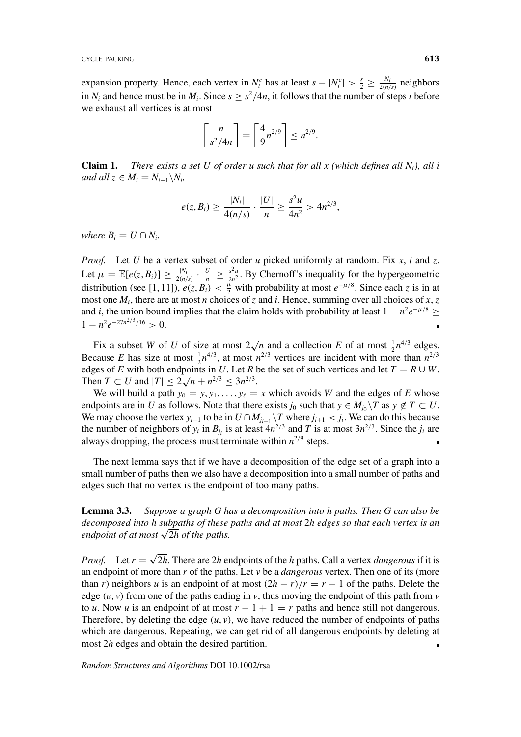expansion property. Hence, each vertex in $N_i^c$ has at least $s - |N_i^c| > \frac{s}{2} \geq \frac{|N_i|}{2(n/s)}$ neighbors in $N_i$ and hence must be in $M_i$. Since $s \geq s^2/4n$, it follows that the number of steps $i$ before we exhaust all vertices is at most

$$\left\lceil \frac{n}{s^2/4n} \right\rceil = \left\lceil \frac{4}{9} n^{2/9} \right\rceil \leq n^{2/9}.$$

**Claim 1.** *There exists a set $U$ of order $u$ such that for all $x$ (which defines all $N_i$), all $i$ and all $z \in M_i = N_{i+1} \backslash N_i$,*

$$e(z, B_i) \geq \frac{|N_i|}{4(n/s)} \cdot \frac{|U|}{n} \geq \frac{s^2 u}{4n^2} > 4n^{2/3},$$

*where $B_i = U \cap N_i$.*

*Proof.* Let $U$ be a vertex subset of order $u$ picked uniformly at random. Fix $x$, $i$ and $z$. Let $\mu = \mathbb{E}[e(z, B_i)] \geq \frac{|N_i|}{2(n/s)} \cdot \frac{|U|}{n} \geq \frac{s^2 u}{2n^2}$. By Chernoff's inequality for the hypergeometric distribution (see [1, 11]), $e(z, B_i) < \frac{\mu}{2}$ with probability at most $e^{-\mu/8}$. Since each $z$ is in at most one $M_i$, there are at most $n$ choices of $z$ and $i$. Hence, summing over all choices of $x$, $z$ and $i$, the union bound implies that the claim holds with probability at least $1 - n^2 e^{-\mu/8} \geq 1 - n^2 e^{-27n^{2/3}/16} > 0$. ∎

Fix a subset $W$ of $U$ of size at most $2\sqrt{n}$ and a collection $E$ of at most $\frac{1}{2}n^{4/3}$ edges. Because $E$ has size at most $\frac{1}{2}n^{4/3}$, at most $n^{2/3}$ vertices are incident with more than $n^{2/3}$ edges of $E$ with both endpoints in $U$. Let $R$ be the set of such vertices and let $T = R \cup W$. Then $T \subset U$ and $|T| \leq 2\sqrt{n} + n^{2/3} \leq 3n^{2/3}$.

We will build a path $y_0 = y, y_1, \ldots, y_\ell = x$ which avoids $W$ and the edges of $E$ whose endpoints are in $U$ as follows. Note that there exists $j_0$ such that $y \in M_{j_0} \backslash T$ as $y \notin T \subset U$. We may choose the vertex $y_{i+1}$ to be in $U \cap M_{j_{i+1}} \backslash T$ where $j_{i+1} < j_i$. We can do this because the number of neighbors of $y_i$ in $B_{j_i}$ is at least $4n^{2/3}$ and $T$ is at most $3n^{2/3}$. Since the $j_i$ are always dropping, the process must terminate within $n^{2/9}$ steps. ∎

The next lemma says that if we have a decomposition of the edge set of a graph into a small number of paths then we also have a decomposition into a small number of paths and edges such that no vertex is the endpoint of too many paths.

**Lemma 3.3.** *Suppose a graph $G$ has a decomposition into $h$ paths. Then $G$ can also be decomposed into $h$ subpaths of these paths and at most $2h$ edges so that each vertex is an endpoint of at most $\sqrt{2h}$ of the paths.*

*Proof.* Let $r = \sqrt{2h}$. There are $2h$ endpoints of the $h$ paths. Call a vertex *dangerous* if it is an endpoint of more than $r$ of the paths. Let $v$ be a *dangerous* vertex. Then one of its (more than $r$) neighbors $u$ is an endpoint of at most $(2h - r)/r = r - 1$ of the paths. Delete the edge $(u, v)$ from one of the paths ending in $v$, thus moving the endpoint of this path from $v$ to $u$. Now $u$ is an endpoint of at most $r - 1 + 1 = r$ paths and hence still not dangerous. Therefore, by deleting the edge $(u, v)$, we have reduced the number of endpoints of paths which are dangerous. Repeating, we can get rid of all dangerous endpoints by deleting at most $2h$ edges and obtain the desired partition. ∎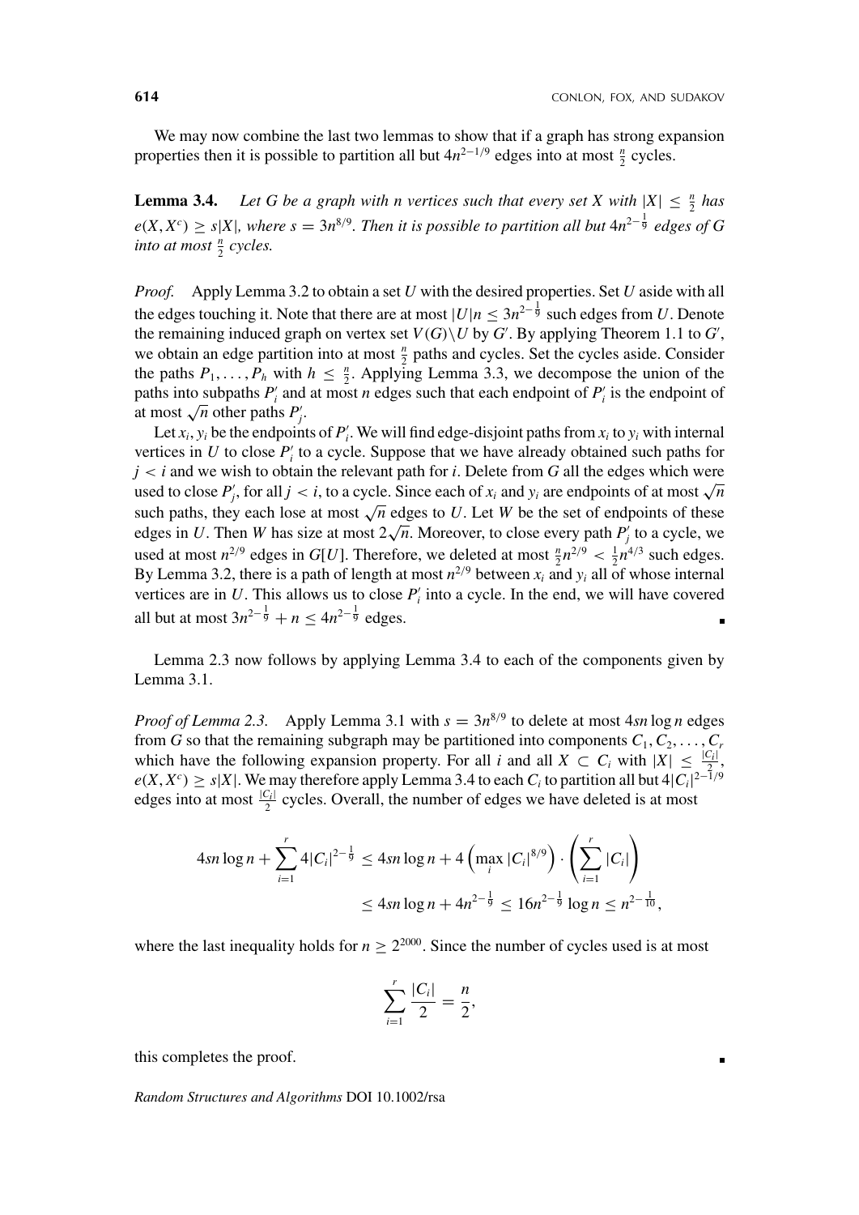We may now combine the last two lemmas to show that if a graph has strong expansion properties then it is possible to partition all but $4n^{2-1/9}$ edges into at most $\frac{n}{2}$ cycles.

**Lemma 3.4.** *Let $G$ be a graph with $n$ vertices such that every set $X$ with $|X| \leq \frac{n}{2}$ has $e(X, X^c) \geq s|X|$, where $s = 3n^{8/9}$. Then it is possible to partition all but $4n^{2-\frac{1}{9}}$ edges of $G$ into at most $\frac{n}{2}$ cycles.*

*Proof.* Apply Lemma 3.2 to obtain a set $U$ with the desired properties. Set $U$ aside with all the edges touching it. Note that there are at most $|U|n \leq 3n^{2-\frac{1}{9}}$ such edges from $U$. Denote the remaining induced graph on vertex set $V(G)\backslash U$ by $G'$. By applying Theorem 1.1 to $G'$, we obtain an edge partition into at most $\frac{n}{2}$ paths and cycles. Set the cycles aside. Consider the paths $P_1, \ldots, P_h$ with $h \leq \frac{n}{2}$. Applying Lemma 3.3, we decompose the union of the paths into subpaths $P'_i$ and at most $n$ edges such that each endpoint of $P'_i$ is the endpoint of at most $\sqrt{n}$ other paths $P'_j$.

Let $x_i, y_i$ be the endpoints of $P'_i$. We will find edge-disjoint paths from $x_i$ to $y_i$ with internal vertices in $U$ to close $P'_i$ to a cycle. Suppose that we have already obtained such paths for $j < i$ and we wish to obtain the relevant path for $i$. Delete from $G$ all the edges which were used to close $P'_j$, for all $j < i$, to a cycle. Since each of $x_i$ and $y_i$ are endpoints of at most $\sqrt{n}$ such paths, they each lose at most $\sqrt{n}$ edges to $U$. Let $W$ be the set of endpoints of these edges in $U$. Then $W$ has size at most $2\sqrt{n}$. Moreover, to close every path $P'_j$ to a cycle, we used at most $n^{2/9}$ edges in $G[U]$. Therefore, we deleted at most $\frac{n}{2}n^{2/9} < \frac{1}{2}n^{4/3}$ such edges. By Lemma 3.2, there is a path of length at most $n^{2/9}$ between $x_i$ and $y_i$ all of whose internal vertices are in $U$. This allows us to close $P'_i$ into a cycle. In the end, we will have covered all but at most $3n^{2-\frac{1}{9}} + n \leq 4n^{2-\frac{1}{9}}$ edges. ∎

Lemma 2.3 now follows by applying Lemma 3.4 to each of the components given by Lemma 3.1.

*Proof of Lemma 2.3.* Apply Lemma 3.1 with $s = 3n^{8/9}$ to delete at most $4sn\log n$ edges from $G$ so that the remaining subgraph may be partitioned into components $C_1, C_2, \ldots, C_r$ which have the following expansion property. For all $i$ and all $X \subset C_i$ with $|X| \leq \frac{|C_i|}{2}$, $e(X, X^c) \geq s|X|$. We may therefore apply Lemma 3.4 to each $C_i$ to partition all but $4|C_i|^{2-1/9}$ edges into at most $\frac{|C_i|}{2}$ cycles. Overall, the number of edges we have deleted is at most

$$4sn\log n + \sum_{i=1}^{r} 4|C_i|^{2-\frac{1}{9}} \leq 4sn\log n + 4\left(\max_i |C_i|^{8/9}\right) \cdot \left(\sum_{i=1}^{r} |C_i|\right)$$
$$\leq 4sn\log n + 4n^{2-\frac{1}{9}} \leq 16n^{2-\frac{1}{9}}\log n \leq n^{2-\frac{1}{10}},$$

where the last inequality holds for $n \geq 2^{2000}$. Since the number of cycles used is at most

$$\sum_{i=1}^{r} \frac{|C_i|}{2} = \frac{n}{2},$$

this completes the proof. ∎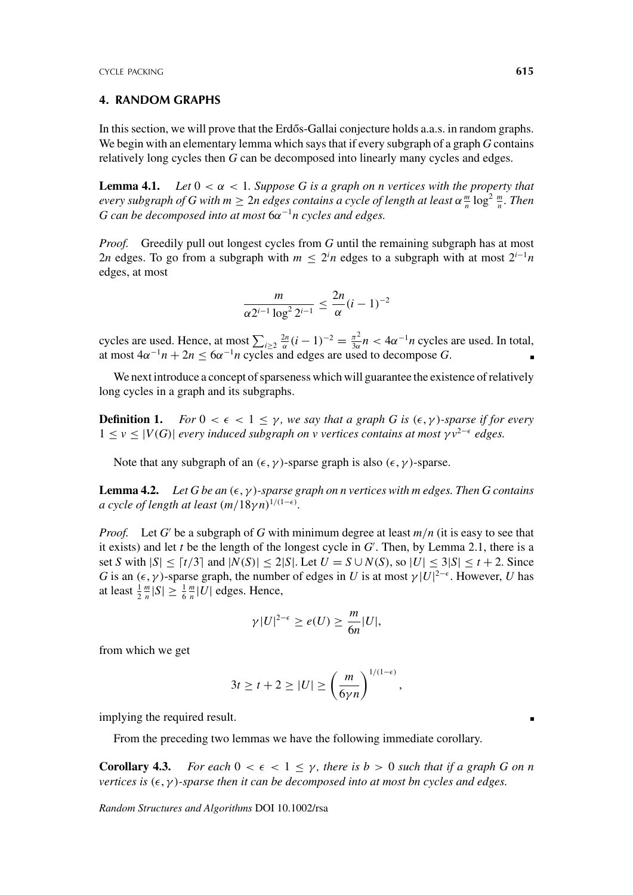## 4. RANDOM GRAPHS

In this section, we will prove that the Erdős-Gallai conjecture holds a.a.s. in random graphs. We begin with an elementary lemma which says that if every subgraph of a graph $G$ contains relatively long cycles then $G$ can be decomposed into linearly many cycles and edges.

**Lemma 4.1.** *Let $0 < \alpha < 1$. Suppose $G$ is a graph on $n$ vertices with the property that every subgraph of $G$ with $m \geq 2n$ edges contains a cycle of length at least $\alpha \frac{m}{n} \log^2 \frac{m}{n}$. Then $G$ can be decomposed into at most $6\alpha^{-1}n$ cycles and edges.*

*Proof.* Greedily pull out longest cycles from $G$ until the remaining subgraph has at most $2n$ edges. To go from a subgraph with $m \leq 2^i n$ edges to a subgraph with at most $2^{i-1}n$ edges, at most

$$\frac{m}{\alpha 2^{i-1} \log^2 2^{i-1}} \leq \frac{2n}{\alpha}(i-1)^{-2}$$

cycles are used. Hence, at most $\sum_{i \geq 2} \frac{2n}{\alpha}(i-1)^{-2} = \frac{\pi^2}{3\alpha}n < 4\alpha^{-1}n$ cycles are used. In total, at most $4\alpha^{-1}n + 2n \leq 6\alpha^{-1}n$ cycles and edges are used to decompose $G$. ∎

We next introduce a concept of sparseness which will guarantee the existence of relatively long cycles in a graph and its subgraphs.

**Definition 1.** *For $0 < \epsilon < 1 \leq \gamma$, we say that a graph $G$ is $(\epsilon, \gamma)$-sparse if for every $1 \leq v \leq |V(G)|$ every induced subgraph on $v$ vertices contains at most $\gamma v^{2-\epsilon}$ edges.*

Note that any subgraph of an $(\epsilon, \gamma)$-sparse graph is also $(\epsilon, \gamma)$-sparse.

**Lemma 4.2.** *Let $G$ be an $(\epsilon, \gamma)$-sparse graph on $n$ vertices with $m$ edges. Then $G$ contains a cycle of length at least $(m/18\gamma n)^{1/(1-\epsilon)}$.*

*Proof.* Let $G'$ be a subgraph of $G$ with minimum degree at least $m/n$ (it is easy to see that it exists) and let $t$ be the length of the longest cycle in $G'$. Then, by Lemma 2.1, there is a set $S$ with $|S| \leq \lceil t/3 \rceil$ and $|N(S)| \leq 2|S|$. Let $U = S \cup N(S)$, so $|U| \leq 3|S| \leq t + 2$. Since $G$ is an $(\epsilon, \gamma)$-sparse graph, the number of edges in $U$ is at most $\gamma |U|^{2-\epsilon}$. However, $U$ has at least $\frac{1}{2}\frac{m}{n}|S| \geq \frac{1}{6}\frac{m}{n}|U|$ edges. Hence,

$$\gamma |U|^{2-\epsilon} \geq e(U) \geq \frac{m}{6n}|U|,$$

from which we get

$$3t \geq t + 2 \geq |U| \geq \left(\frac{m}{6\gamma n}\right)^{1/(1-\epsilon)},$$

implying the required result. ∎

From the preceding two lemmas we have the following immediate corollary.

**Corollary 4.3.** *For each $0 < \epsilon < 1 \leq \gamma$, there is $b > 0$ such that if a graph $G$ on $n$ vertices is $(\epsilon, \gamma)$-sparse then it can be decomposed into at most $bn$ cycles and edges.*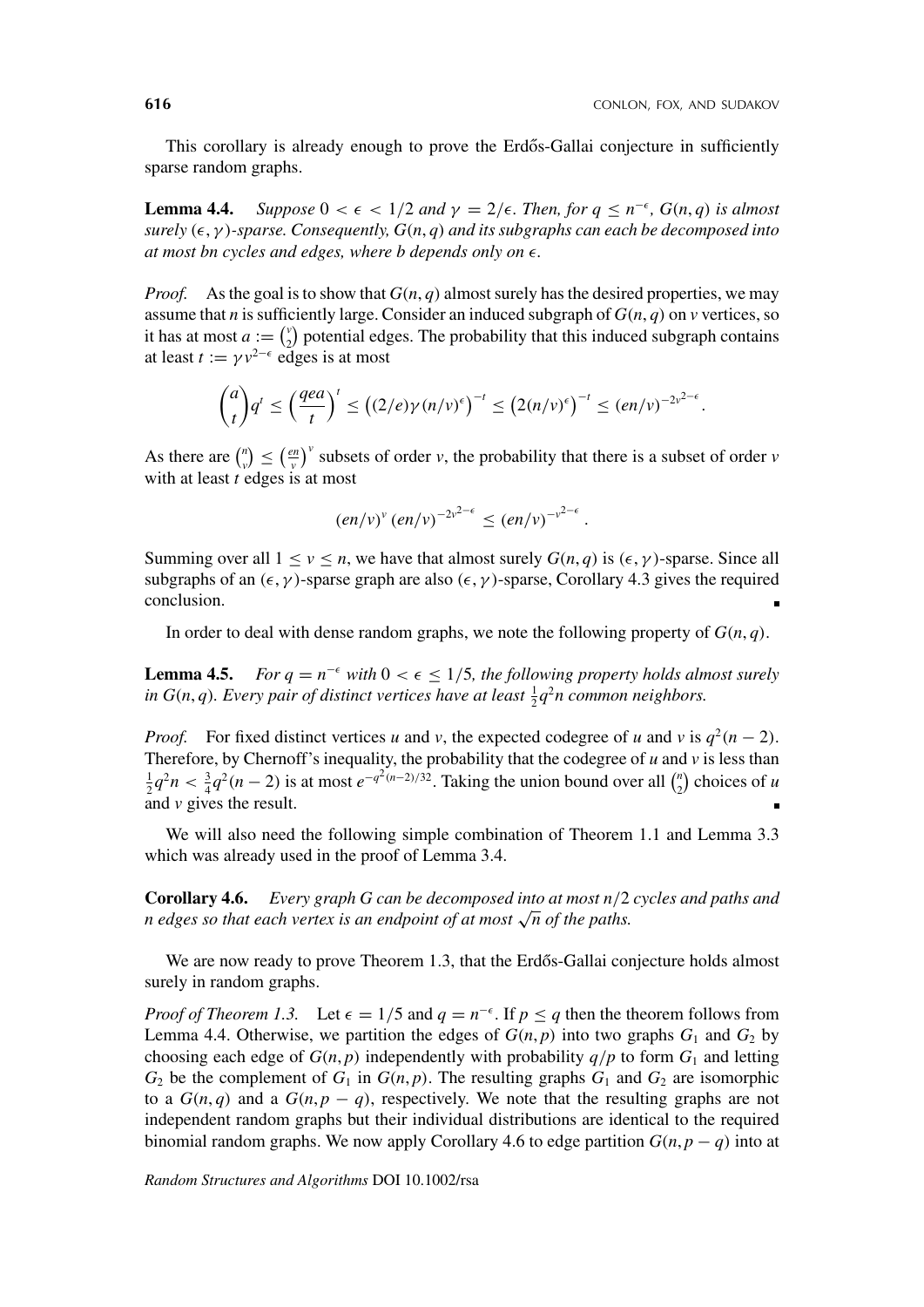This corollary is already enough to prove the Erdős-Gallai conjecture in sufficiently sparse random graphs.

**Lemma 4.4.** *Suppose $0 < \epsilon < 1/2$ and $\gamma = 2/\epsilon$. Then, for $q \le n^{-\epsilon}$, $G(n,q)$ is almost surely $(\epsilon,\gamma)$-sparse. Consequently, $G(n,q)$ and its subgraphs can each be decomposed into at most $bn$ cycles and edges, where $b$ depends only on $\epsilon$.*

*Proof.* As the goal is to show that $G(n,q)$ almost surely has the desired properties, we may assume that $n$ is sufficiently large. Consider an induced subgraph of $G(n,q)$ on $v$ vertices, so it has at most $a := \binom{v}{2}$ potential edges. The probability that this induced subgraph contains at least $t := \gamma v^{2-\epsilon}$ edges is at most

$$\binom{a}{t} q^t \le \left(\frac{qea}{t}\right)^t \le \left((2/e)\gamma (n/v)^\epsilon\right)^{-t} \le \left(2(n/v)^\epsilon\right)^{-t} \le (en/v)^{-2v^{2-\epsilon}}.$$

As there are $\binom{n}{v} \le \left(\frac{en}{v}\right)^v$ subsets of order $v$, the probability that there is a subset of order $v$ with at least $t$ edges is at most

$$(en/v)^v \,(en/v)^{-2v^{2-\epsilon}} \le (en/v)^{-v^{2-\epsilon}}.$$

Summing over all $1 \le v \le n$, we have that almost surely $G(n,q)$ is $(\epsilon,\gamma)$-sparse. Since all subgraphs of an $(\epsilon,\gamma)$-sparse graph are also $(\epsilon,\gamma)$-sparse, Corollary 4.3 gives the required conclusion. ∎

In order to deal with dense random graphs, we note the following property of $G(n,q)$.

**Lemma 4.5.** *For $q = n^{-\epsilon}$ with $0 < \epsilon \le 1/5$, the following property holds almost surely in $G(n,q)$. Every pair of distinct vertices have at least $\frac{1}{2}q^2 n$ common neighbors.*

*Proof.* For fixed distinct vertices $u$ and $v$, the expected codegree of $u$ and $v$ is $q^2(n-2)$. Therefore, by Chernoff's inequality, the probability that the codegree of $u$ and $v$ is less than $\frac{1}{2}q^2 n < \frac{3}{4}q^2(n-2)$ is at most $e^{-q^2(n-2)/32}$. Taking the union bound over all $\binom{n}{2}$ choices of $u$ and $v$ gives the result. ∎

We will also need the following simple combination of Theorem 1.1 and Lemma 3.3 which was already used in the proof of Lemma 3.4.

**Corollary 4.6.** *Every graph $G$ can be decomposed into at most $n/2$ cycles and paths and $n$ edges so that each vertex is an endpoint of at most $\sqrt{n}$ of the paths.*

We are now ready to prove Theorem 1.3, that the Erdős-Gallai conjecture holds almost surely in random graphs.

*Proof of Theorem 1.3.* Let $\epsilon = 1/5$ and $q = n^{-\epsilon}$. If $p \le q$ then the theorem follows from Lemma 4.4. Otherwise, we partition the edges of $G(n,p)$ into two graphs $G_1$ and $G_2$ by choosing each edge of $G(n,p)$ independently with probability $q/p$ to form $G_1$ and letting $G_2$ be the complement of $G_1$ in $G(n,p)$. The resulting graphs $G_1$ and $G_2$ are isomorphic to a $G(n,q)$ and a $G(n,p-q)$, respectively. We note that the resulting graphs are not independent random graphs but their individual distributions are identical to the required binomial random graphs. We now apply Corollary 4.6 to edge partition $G(n,p-q)$ into at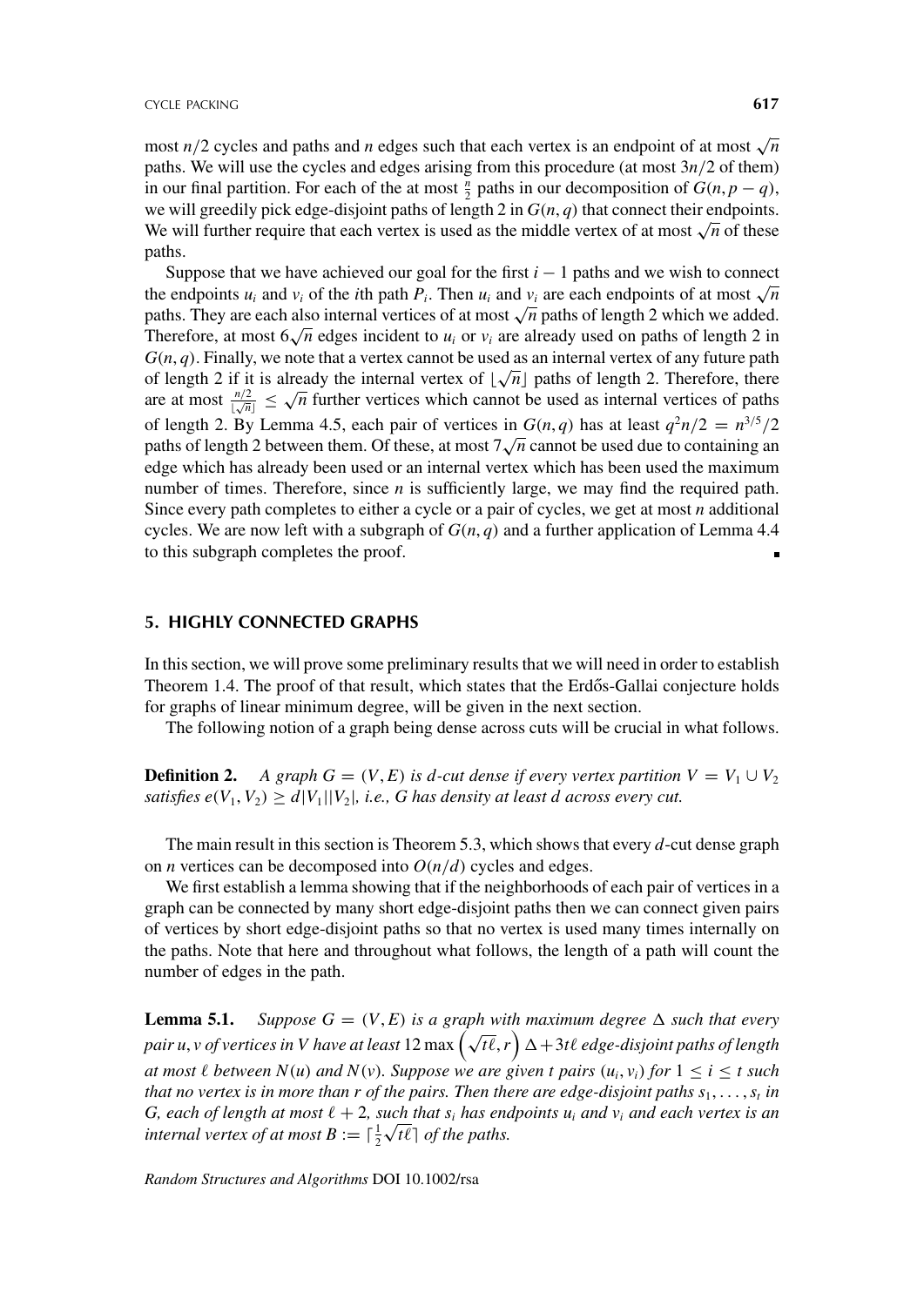most $n/2$ cycles and paths and $n$ edges such that each vertex is an endpoint of at most $\sqrt{n}$ paths. We will use the cycles and edges arising from this procedure (at most $3n/2$ of them) in our final partition. For each of the at most $\frac{n}{2}$ paths in our decomposition of $G(n, p-q)$, we will greedily pick edge-disjoint paths of length 2 in $G(n, q)$ that connect their endpoints. We will further require that each vertex is used as the middle vertex of at most $\sqrt{n}$ of these paths.

Suppose that we have achieved our goal for the first $i-1$ paths and we wish to connect the endpoints $u_i$ and $v_i$ of the $i$th path $P_i$. Then $u_i$ and $v_i$ are each endpoints of at most $\sqrt{n}$ paths. They are each also internal vertices of at most $\sqrt{n}$ paths of length 2 which we added. Therefore, at most $6\sqrt{n}$ edges incident to $u_i$ or $v_i$ are already used on paths of length 2 in $G(n, q)$. Finally, we note that a vertex cannot be used as an internal vertex of any future path of length 2 if it is already the internal vertex of $\lfloor\sqrt{n}\rfloor$ paths of length 2. Therefore, there are at most $\frac{n/2}{\lfloor\sqrt{n}\rfloor} \leq \sqrt{n}$ further vertices which cannot be used as internal vertices of paths of length 2. By Lemma 4.5, each pair of vertices in $G(n, q)$ has at least $q^2n/2 = n^{3/5}/2$ paths of length 2 between them. Of these, at most $7\sqrt{n}$ cannot be used due to containing an edge which has already been used or an internal vertex which has been used the maximum number of times. Therefore, since $n$ is sufficiently large, we may find the required path. Since every path completes to either a cycle or a pair of cycles, we get at most $n$ additional cycles. We are now left with a subgraph of $G(n, q)$ and a further application of Lemma 4.4 to this subgraph completes the proof. ∎

## 5. HIGHLY CONNECTED GRAPHS

In this section, we will prove some preliminary results that we will need in order to establish Theorem 1.4. The proof of that result, which states that the Erdős-Gallai conjecture holds for graphs of linear minimum degree, will be given in the next section.

The following notion of a graph being dense across cuts will be crucial in what follows.

**Definition 2.** *A graph $G = (V, E)$ is $d$-cut dense if every vertex partition $V = V_1 \cup V_2$ satisfies $e(V_1, V_2) \geq d|V_1||V_2|$, i.e., $G$ has density at least $d$ across every cut.*

The main result in this section is Theorem 5.3, which shows that every $d$-cut dense graph on $n$ vertices can be decomposed into $O(n/d)$ cycles and edges.

We first establish a lemma showing that if the neighborhoods of each pair of vertices in a graph can be connected by many short edge-disjoint paths then we can connect given pairs of vertices by short edge-disjoint paths so that no vertex is used many times internally on the paths. Note that here and throughout what follows, the length of a path will count the number of edges in the path.

**Lemma 5.1.** *Suppose $G = (V, E)$ is a graph with maximum degree $\Delta$ such that every pair $u, v$ of vertices in $V$ have at least $12 \max\left(\sqrt{t\ell}, r\right)\Delta + 3t\ell$ edge-disjoint paths of length at most $\ell$ between $N(u)$ and $N(v)$. Suppose we are given $t$ pairs $(u_i, v_i)$ for $1 \leq i \leq t$ such that no vertex is in more than $r$ of the pairs. Then there are edge-disjoint paths $s_1, \ldots, s_t$ in $G$, each of length at most $\ell + 2$, such that $s_i$ has endpoints $u_i$ and $v_i$ and each vertex is an internal vertex of at most $B := \lceil \frac{1}{2}\sqrt{t\ell} \rceil$ of the paths.*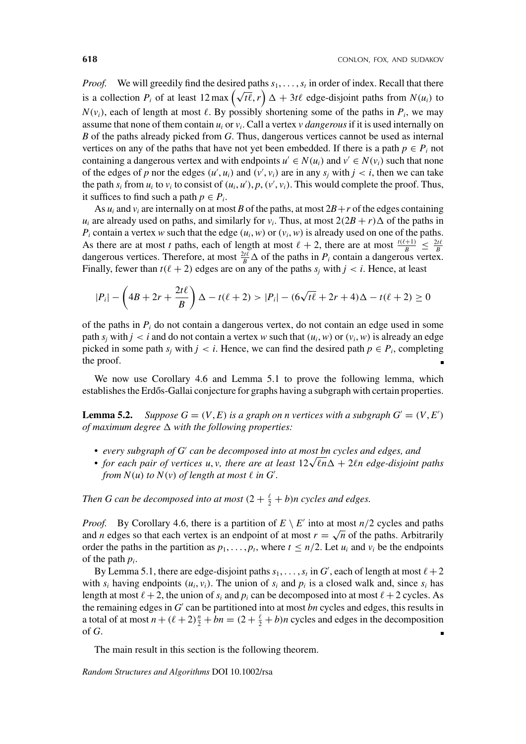*Proof.* We will greedily find the desired paths $s_1, \ldots, s_t$ in order of index. Recall that there is a collection $P_i$ of at least $12 \max\left(\sqrt{t\ell}, r\right)\Delta + 3t\ell$ edge-disjoint paths from $N(u_i)$ to $N(v_i)$, each of length at most $\ell$. By possibly shortening some of the paths in $P_i$, we may assume that none of them contain $u_i$ or $v_i$. Call a vertex $v$ *dangerous* if it is used internally on $B$ of the paths already picked from $G$. Thus, dangerous vertices cannot be used as internal vertices on any of the paths that have not yet been embedded. If there is a path $p \in P_i$ not containing a dangerous vertex and with endpoints $u' \in N(u_i)$ and $v' \in N(v_i)$ such that none of the edges of $p$ nor the edges $(u', u_i)$ and $(v', v_i)$ are in any $s_j$ with $j < i$, then we can take the path $s_i$ from $u_i$ to $v_i$ to consist of $(u_i, u'), p, (v', v_i)$. This would complete the proof. Thus, it suffices to find such a path $p \in P_i$.

As $u_i$ and $v_i$ are internally on at most $B$ of the paths, at most $2B + r$ of the edges containing $u_i$ are already used on paths, and similarly for $v_i$. Thus, at most $2(2B + r)\Delta$ of the paths in $P_i$ contain a vertex $w$ such that the edge $(u_i, w)$ or $(v_i, w)$ is already used on one of the paths. As there are at most $t$ paths, each of length at most $\ell + 2$, there are at most $\frac{t(\ell+1)}{B} \leq \frac{2t\ell}{B}$ dangerous vertices. Therefore, at most $\frac{2t\ell}{B}\Delta$ of the paths in $P_i$ contain a dangerous vertex. Finally, fewer than $t(\ell + 2)$ edges are on any of the paths $s_j$ with $j < i$. Hence, at least

$$|P_i| - \left(4B + 2r + \frac{2t\ell}{B}\right)\Delta - t(\ell + 2) > |P_i| - (6\sqrt{t\ell} + 2r + 4)\Delta - t(\ell + 2) \geq 0$$

of the paths in $P_i$ do not contain a dangerous vertex, do not contain an edge used in some path $s_j$ with $j < i$ and do not contain a vertex $w$ such that $(u_i, w)$ or $(v_i, w)$ is already an edge picked in some path $s_j$ with $j < i$. Hence, we can find the desired path $p \in P_i$, completing the proof. ∎

We now use Corollary 4.6 and Lemma 5.1 to prove the following lemma, which establishes the Erdős-Gallai conjecture for graphs having a subgraph with certain properties.

**Lemma 5.2.** *Suppose $G = (V, E)$ is a graph on $n$ vertices with a subgraph $G' = (V, E')$ of maximum degree $\Delta$ with the following properties:*

- *every subgraph of $G'$ can be decomposed into at most $bn$ cycles and edges, and*
- *for each pair of vertices $u, v$, there are at least $12\sqrt{\ell n}\Delta + 2\ell n$ edge-disjoint paths from $N(u)$ to $N(v)$ of length at most $\ell$ in $G'$.*

*Then $G$ can be decomposed into at most $(2 + \frac{\ell}{2} + b)n$ cycles and edges.*

*Proof.* By Corollary 4.6, there is a partition of $E \setminus E'$ into at most $n/2$ cycles and paths and $n$ edges so that each vertex is an endpoint of at most $r = \sqrt{n}$ of the paths. Arbitrarily order the paths in the partition as $p_1, \ldots, p_t$, where $t \leq n/2$. Let $u_i$ and $v_i$ be the endpoints of the path $p_i$.

By Lemma 5.1, there are edge-disjoint paths $s_1, \ldots, s_t$ in $G'$, each of length at most $\ell + 2$ with $s_i$ having endpoints $(u_i, v_i)$. The union of $s_i$ and $p_i$ is a closed walk and, since $s_i$ has length at most $\ell + 2$, the union of $s_i$ and $p_i$ can be decomposed into at most $\ell + 2$ cycles. As the remaining edges in $G'$ can be partitioned into at most $bn$ cycles and edges, this results in a total of at most $n + (\ell + 2)\frac{n}{2} + bn = (2 + \frac{\ell}{2} + b)n$ cycles and edges in the decomposition of $G$. ∎

The main result in this section is the following theorem.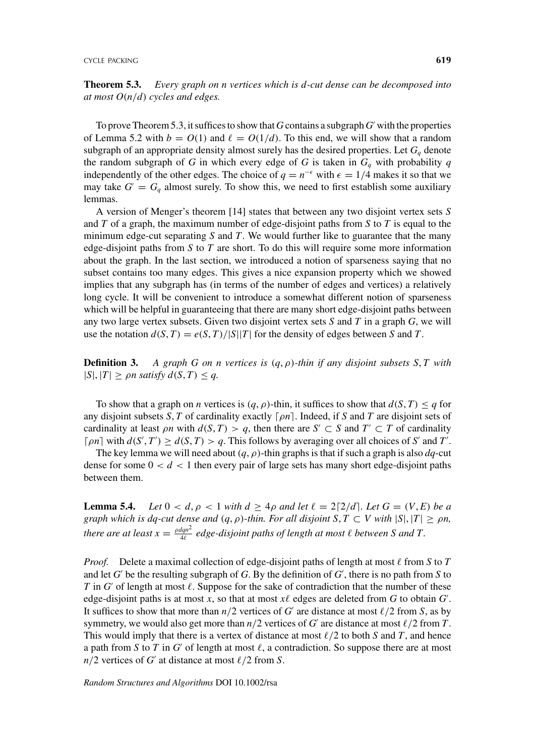**Theorem 5.3.** *Every graph on n vertices which is d-cut dense can be decomposed into at most $O(n/d)$ cycles and edges.*

To prove Theorem 5.3, it suffices to show that $G$ contains a subgraph $G'$ with the properties of Lemma 5.2 with $b = O(1)$ and $\ell = O(1/d)$. To this end, we will show that a random subgraph of an appropriate density almost surely has the desired properties. Let $G_q$ denote the random subgraph of $G$ in which every edge of $G$ is taken in $G_q$ with probability $q$ independently of the other edges. The choice of $q = n^{-\epsilon}$ with $\epsilon = 1/4$ makes it so that we may take $G' = G_q$ almost surely. To show this, we need to first establish some auxiliary lemmas.

A version of Menger's theorem [14] states that between any two disjoint vertex sets $S$ and $T$ of a graph, the maximum number of edge-disjoint paths from $S$ to $T$ is equal to the minimum edge-cut separating $S$ and $T$. We would further like to guarantee that the many edge-disjoint paths from $S$ to $T$ are short. To do this will require some more information about the graph. In the last section, we introduced a notion of sparseness saying that no subset contains too many edges. This gives a nice expansion property which we showed implies that any subgraph has (in terms of the number of edges and vertices) a relatively long cycle. It will be convenient to introduce a somewhat different notion of sparseness which will be helpful in guaranteeing that there are many short edge-disjoint paths between any two large vertex subsets. Given two disjoint vertex sets $S$ and $T$ in a graph $G$, we will use the notation $d(S, T) = e(S, T)/|S||T|$ for the density of edges between $S$ and $T$.

**Definition 3.** *A graph $G$ on $n$ vertices is $(q, \rho)$-thin if any disjoint subsets $S, T$ with $|S|, |T| \geq \rho n$ satisfy $d(S, T) \leq q$.*

To show that a graph on $n$ vertices is $(q, \rho)$-thin, it suffices to show that $d(S, T) \leq q$ for any disjoint subsets $S, T$ of cardinality exactly $\lceil \rho n \rceil$. Indeed, if $S$ and $T$ are disjoint sets of cardinality at least $\rho n$ with $d(S, T) > q$, then there are $S' \subset S$ and $T' \subset T$ of cardinality $\lceil \rho n \rceil$ with $d(S', T') \geq d(S, T) > q$. This follows by averaging over all choices of $S'$ and $T'$.

The key lemma we will need about $(q, \rho)$-thin graphs is that if such a graph is also $dq$-cut dense for some $0 < d < 1$ then every pair of large sets has many short edge-disjoint paths between them.

**Lemma 5.4.** *Let $0 < d, \rho < 1$ with $d \geq 4\rho$ and let $\ell = 2\lceil 2/d \rceil$. Let $G = (V, E)$ be a graph which is $dq$-cut dense and $(q, \rho)$-thin. For all disjoint $S, T \subset V$ with $|S|, |T| \geq \rho n$, there are at least $x = \frac{\rho d q n^2}{4\ell}$ edge-disjoint paths of length at most $\ell$ between $S$ and $T$.*

*Proof.* Delete a maximal collection of edge-disjoint paths of length at most $\ell$ from $S$ to $T$ and let $G'$ be the resulting subgraph of $G$. By the definition of $G'$, there is no path from $S$ to $T$ in $G'$ of length at most $\ell$. Suppose for the sake of contradiction that the number of these edge-disjoint paths is at most $x$, so that at most $x\ell$ edges are deleted from $G$ to obtain $G'$. It suffices to show that more than $n/2$ vertices of $G'$ are distance at most $\ell/2$ from $S$, as by symmetry, we would also get more than $n/2$ vertices of $G'$ are distance at most $\ell/2$ from $T$. This would imply that there is a vertex of distance at most $\ell/2$ to both $S$ and $T$, and hence a path from $S$ to $T$ in $G'$ of length at most $\ell$, a contradiction. So suppose there are at most $n/2$ vertices of $G'$ at distance at most $\ell/2$ from $S$.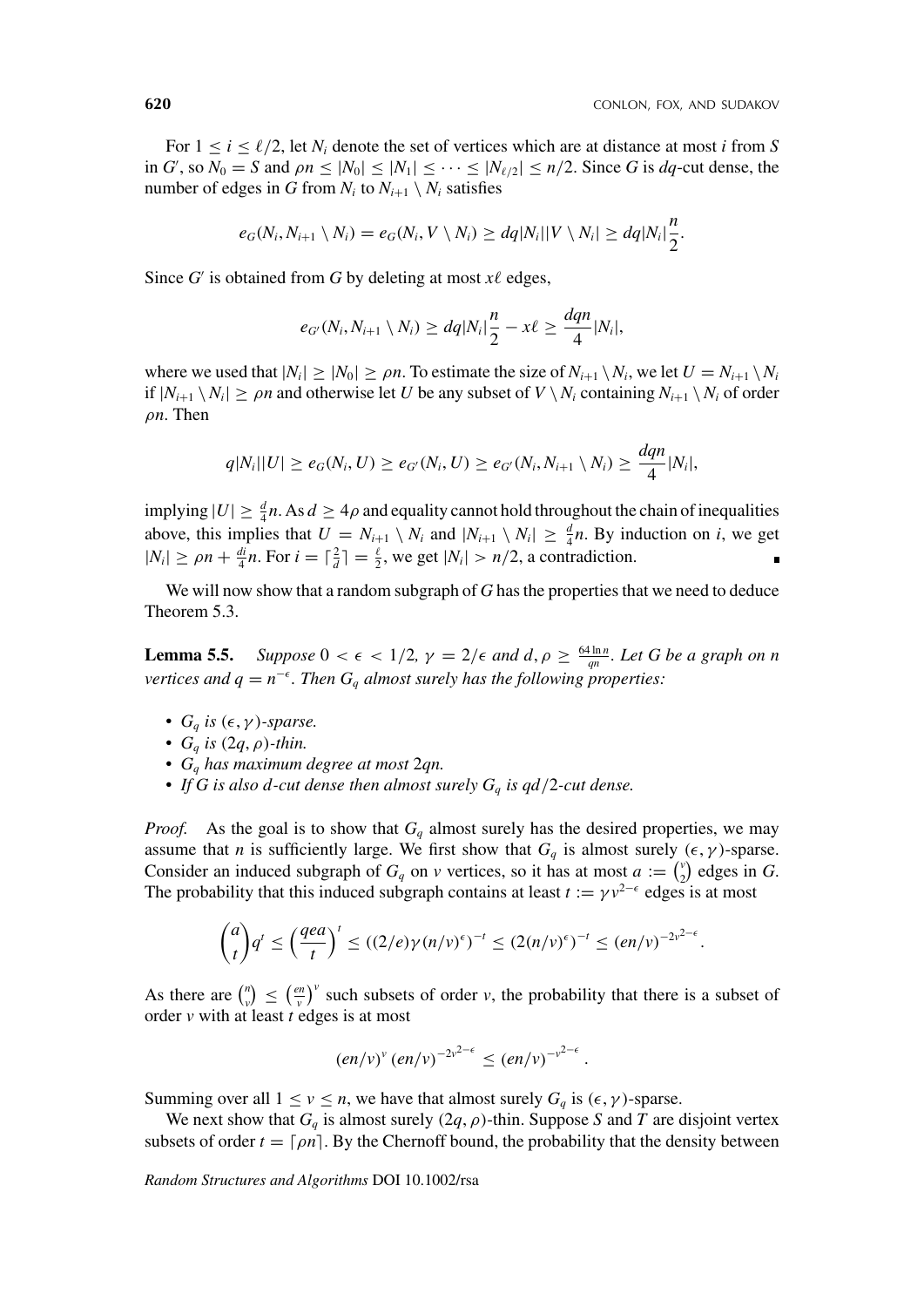For $1 \le i \le \ell/2$, let $N_i$ denote the set of vertices which are at distance at most $i$ from $S$ in $G'$, so $N_0 = S$ and $\rho n \le |N_0| \le |N_1| \le \cdots \le |N_{\ell/2}| \le n/2$. Since $G$ is $dq$-cut dense, the number of edges in $G$ from $N_i$ to $N_{i+1} \setminus N_i$ satisfies

$$e_G(N_i, N_{i+1} \setminus N_i) = e_G(N_i, V \setminus N_i) \ge dq|N_i||V \setminus N_i| \ge dq|N_i|\frac{n}{2}.$$

Since $G'$ is obtained from $G$ by deleting at most $x\ell$ edges,

$$e_{G'}(N_i, N_{i+1} \setminus N_i) \ge dq|N_i|\frac{n}{2} - x\ell \ge \frac{dqn}{4}|N_i|,$$

where we used that $|N_i| \ge |N_0| \ge \rho n$. To estimate the size of $N_{i+1} \setminus N_i$, we let $U = N_{i+1} \setminus N_i$ if $|N_{i+1} \setminus N_i| \ge \rho n$ and otherwise let $U$ be any subset of $V \setminus N_i$ containing $N_{i+1} \setminus N_i$ of order $\rho n$. Then

$$q|N_i||U| \ge e_G(N_i, U) \ge e_{G'}(N_i, U) \ge e_{G'}(N_i, N_{i+1} \setminus N_i) \ge \frac{dqn}{4}|N_i|,$$

implying $|U| \ge \frac{d}{4}n$. As $d \ge 4\rho$ and equality cannot hold throughout the chain of inequalities above, this implies that $U = N_{i+1} \setminus N_i$ and $|N_{i+1} \setminus N_i| \ge \frac{d}{4}n$. By induction on $i$, we get $|N_i| \ge \rho n + \frac{di}{4}n$. For $i = \lceil \frac{2}{d} \rceil = \frac{\ell}{2}$, we get $|N_i| > n/2$, a contradiction. ∎

We will now show that a random subgraph of $G$ has the properties that we need to deduce Theorem 5.3.

**Lemma 5.5.** *Suppose $0 < \epsilon < 1/2$, $\gamma = 2/\epsilon$ and $d, \rho \ge \frac{64 \ln n}{qn}$. Let $G$ be a graph on $n$ vertices and $q = n^{-\epsilon}$. Then $G_q$ almost surely has the following properties:*

- *$G_q$ is $(\epsilon, \gamma)$-sparse.*
- *$G_q$ is $(2q, \rho)$-thin.*
- *$G_q$ has maximum degree at most $2qn$.*
- *If $G$ is also $d$-cut dense then almost surely $G_q$ is $qd/2$-cut dense.*

*Proof.* As the goal is to show that $G_q$ almost surely has the desired properties, we may assume that $n$ is sufficiently large. We first show that $G_q$ is almost surely $(\epsilon, \gamma)$-sparse. Consider an induced subgraph of $G_q$ on $v$ vertices, so it has at most $a := \binom{v}{2}$ edges in $G$. The probability that this induced subgraph contains at least $t := \gamma v^{2-\epsilon}$ edges is at most

$$\binom{a}{t} q^t \le \left(\frac{qea}{t}\right)^t \le ((2/e)\gamma (n/v)^{\epsilon})^{-t} \le (2(n/v)^{\epsilon})^{-t} \le (en/v)^{-2v^{2-\epsilon}}.$$

As there are $\binom{n}{v} \le \left(\frac{en}{v}\right)^v$ such subsets of order $v$, the probability that there is a subset of order $v$ with at least $t$ edges is at most

$$(en/v)^v (en/v)^{-2v^{2-\epsilon}} \le (en/v)^{-v^{2-\epsilon}}.$$

Summing over all $1 \le v \le n$, we have that almost surely $G_q$ is $(\epsilon, \gamma)$-sparse.

We next show that $G_q$ is almost surely $(2q, \rho)$-thin. Suppose $S$ and $T$ are disjoint vertex subsets of order $t = \lceil \rho n \rceil$. By the Chernoff bound, the probability that the density between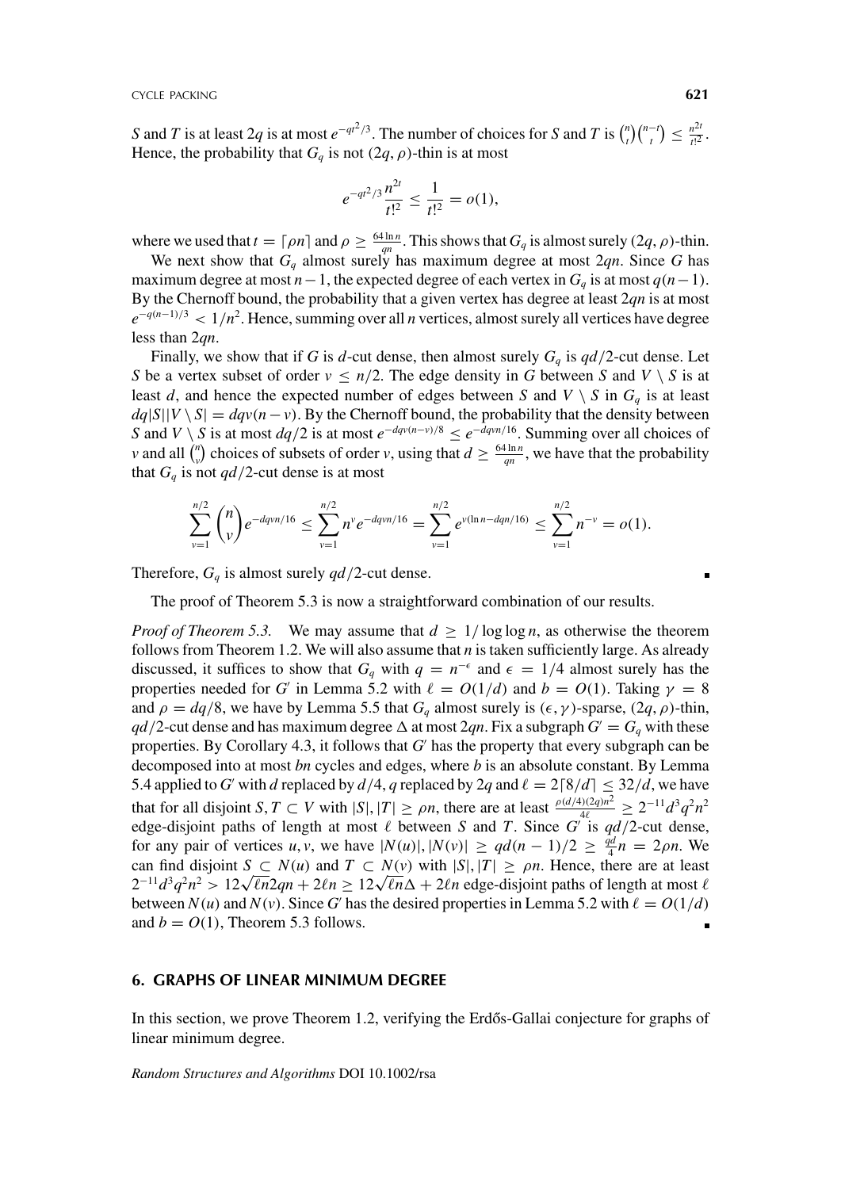$S$ and $T$ is at least $2q$ is at most $e^{-qt^2/3}$. The number of choices for $S$ and $T$ is $\binom{n}{t}\binom{n-t}{t} \leq \frac{n^{2t}}{t!^2}$. Hence, the probability that $G_q$ is not $(2q, \rho)$-thin is at most

$$e^{-qt^2/3}\frac{n^{2t}}{t!^2} \leq \frac{1}{t!^2} = o(1),$$

where we used that $t = \lceil \rho n \rceil$ and $\rho \geq \frac{64 \ln n}{qn}$. This shows that $G_q$ is almost surely $(2q, \rho)$-thin.

We next show that $G_q$ almost surely has maximum degree at most $2qn$. Since $G$ has maximum degree at most $n-1$, the expected degree of each vertex in $G_q$ is at most $q(n-1)$. By the Chernoff bound, the probability that a given vertex has degree at least $2qn$ is at most $e^{-q(n-1)/3} < 1/n^2$. Hence, summing over all $n$ vertices, almost surely all vertices have degree less than $2qn$.

Finally, we show that if $G$ is $d$-cut dense, then almost surely $G_q$ is $qd/2$-cut dense. Let $S$ be a vertex subset of order $v \leq n/2$. The edge density in $G$ between $S$ and $V \setminus S$ is at least $d$, and hence the expected number of edges between $S$ and $V \setminus S$ in $G_q$ is at least $dq|S||V \setminus S| = dqv(n-v)$. By the Chernoff bound, the probability that the density between $S$ and $V \setminus S$ is at most $dq/2$ is at most $e^{-dqv(n-v)/8} \leq e^{-dqvn/16}$. Summing over all choices of $v$ and all $\binom{n}{v}$ choices of subsets of order $v$, using that $d \geq \frac{64 \ln n}{qn}$, we have that the probability that $G_q$ is not $qd/2$-cut dense is at most

$$\sum_{v=1}^{n/2} \binom{n}{v} e^{-dqvn/16} \leq \sum_{v=1}^{n/2} n^v e^{-dqvn/16} = \sum_{v=1}^{n/2} e^{v(\ln n - dqn/16)} \leq \sum_{v=1}^{n/2} n^{-v} = o(1).$$

Therefore, $G_q$ is almost surely $qd/2$-cut dense. ∎

The proof of Theorem 5.3 is now a straightforward combination of our results.

*Proof of Theorem 5.3.* We may assume that $d \geq 1/\log \log n$, as otherwise the theorem follows from Theorem 1.2. We will also assume that $n$ is taken sufficiently large. As already discussed, it suffices to show that $G_q$ with $q = n^{-\epsilon}$ and $\epsilon = 1/4$ almost surely has the properties needed for $G'$ in Lemma 5.2 with $\ell = O(1/d)$ and $b = O(1)$. Taking $\gamma = 8$ and $\rho = dq/8$, we have by Lemma 5.5 that $G_q$ almost surely is $(\epsilon, \gamma)$-sparse, $(2q, \rho)$-thin, $qd/2$-cut dense and has maximum degree $\Delta$ at most $2qn$. Fix a subgraph $G' = G_q$ with these properties. By Corollary 4.3, it follows that $G'$ has the property that every subgraph can be decomposed into at most $bn$ cycles and edges, where $b$ is an absolute constant. By Lemma 5.4 applied to $G'$ with $d$ replaced by $d/4$, $q$ replaced by $2q$ and $\ell = 2\lceil 8/d \rceil \leq 32/d$, we have that for all disjoint $S, T \subset V$ with $|S|, |T| \geq \rho n$, there are at least $\frac{\rho(d/4)(2q)n^2}{4\ell} \geq 2^{-11}d^3q^2n^2$ edge-disjoint paths of length at most $\ell$ between $S$ and $T$. Since $G'$ is $qd/2$-cut dense, for any pair of vertices $u, v$, we have $|N(u)|, |N(v)| \geq qd(n-1)/2 \geq \frac{qd}{4}n = 2\rho n$. We can find disjoint $S \subset N(u)$ and $T \subset N(v)$ with $|S|, |T| \geq \rho n$. Hence, there are at least $2^{-11}d^3q^2n^2 > 12\sqrt{\ell n}2qn + 2\ell n \geq 12\sqrt{\ell n}\Delta + 2\ell n$ edge-disjoint paths of length at most $\ell$ between $N(u)$ and $N(v)$. Since $G'$ has the desired properties in Lemma 5.2 with $\ell = O(1/d)$ and $b = O(1)$, Theorem 5.3 follows. ∎

## 6. GRAPHS OF LINEAR MINIMUM DEGREE

In this section, we prove Theorem 1.2, verifying the Erdős-Gallai conjecture for graphs of linear minimum degree.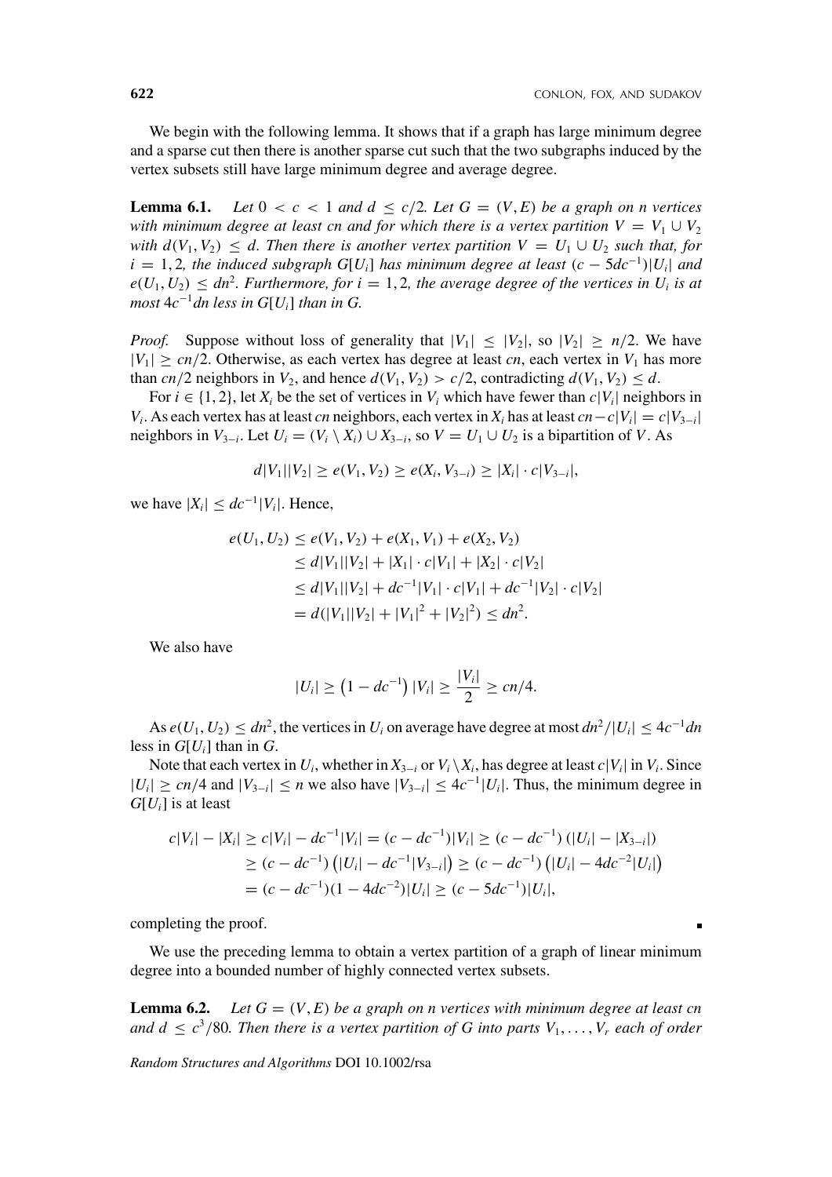We begin with the following lemma. It shows that if a graph has large minimum degree and a sparse cut then there is another sparse cut such that the two subgraphs induced by the vertex subsets still have large minimum degree and average degree.

**Lemma 6.1.** *Let $0 < c < 1$ and $d \le c/2$. Let $G = (V, E)$ be a graph on $n$ vertices with minimum degree at least $cn$ and for which there is a vertex partition $V = V_1 \cup V_2$ with $d(V_1, V_2) \le d$. Then there is another vertex partition $V = U_1 \cup U_2$ such that, for $i = 1, 2$, the induced subgraph $G[U_i]$ has minimum degree at least $(c - 5dc^{-1})|U_i|$ and $e(U_1, U_2) \le dn^2$. Furthermore, for $i = 1, 2$, the average degree of the vertices in $U_i$ is at most $4c^{-1}dn$ less in $G[U_i]$ than in $G$.*

*Proof.* Suppose without loss of generality that $|V_1| \le |V_2|$, so $|V_2| \ge n/2$. We have $|V_1| \ge cn/2$. Otherwise, as each vertex has degree at least $cn$, each vertex in $V_1$ has more than $cn/2$ neighbors in $V_2$, and hence $d(V_1, V_2) > c/2$, contradicting $d(V_1, V_2) \le d$.

For $i \in \{1, 2\}$, let $X_i$ be the set of vertices in $V_i$ which have fewer than $c|V_i|$ neighbors in $V_i$. As each vertex has at least $cn$ neighbors, each vertex in $X_i$ has at least $cn - c|V_i| = c|V_{3-i}|$ neighbors in $V_{3-i}$. Let $U_i = (V_i \setminus X_i) \cup X_{3-i}$, so $V = U_1 \cup U_2$ is a bipartition of $V$. As

$$d|V_1||V_2| \ge e(V_1, V_2) \ge e(X_i, V_{3-i}) \ge |X_i| \cdot c|V_{3-i}|,$$

we have $|X_i| \le dc^{-1}|V_i|$. Hence,

$$\begin{aligned} e(U_1, U_2) &\le e(V_1, V_2) + e(X_1, V_1) + e(X_2, V_2) \\ &\le d|V_1||V_2| + |X_1| \cdot c|V_1| + |X_2| \cdot c|V_2| \\ &\le d|V_1||V_2| + dc^{-1}|V_1| \cdot c|V_1| + dc^{-1}|V_2| \cdot c|V_2| \\ &= d(|V_1||V_2| + |V_1|^2 + |V_2|^2) \le dn^2. \end{aligned}$$

We also have

$$|U_i| \ge \left(1 - dc^{-1}\right)|V_i| \ge \frac{|V_i|}{2} \ge cn/4.$$

As $e(U_1, U_2) \le dn^2$, the vertices in $U_i$ on average have degree at most $dn^2/|U_i| \le 4c^{-1}dn$ less in $G[U_i]$ than in $G$.

Note that each vertex in $U_i$, whether in $X_{3-i}$ or $V_i \setminus X_i$, has degree at least $c|V_i|$ in $V_i$. Since $|U_i| \ge cn/4$ and $|V_{3-i}| \le n$ we also have $|V_{3-i}| \le 4c^{-1}|U_i|$. Thus, the minimum degree in $G[U_i]$ is at least

$$\begin{aligned} c|V_i| - |X_i| &\ge c|V_i| - dc^{-1}|V_i| = (c - dc^{-1})|V_i| \ge (c - dc^{-1})\left(|U_i| - |X_{3-i}|\right) \\ &\ge (c - dc^{-1})\left(|U_i| - dc^{-1}|V_{3-i}|\right) \ge (c - dc^{-1})\left(|U_i| - 4dc^{-2}|U_i|\right) \\ &= (c - dc^{-1})(1 - 4dc^{-2})|U_i| \ge (c - 5dc^{-1})|U_i|, \end{aligned}$$

completing the proof. ∎

We use the preceding lemma to obtain a vertex partition of a graph of linear minimum degree into a bounded number of highly connected vertex subsets.

**Lemma 6.2.** *Let $G = (V, E)$ be a graph on $n$ vertices with minimum degree at least $cn$ and $d \le c^3/80$. Then there is a vertex partition of $G$ into parts $V_1, \ldots, V_r$ each of order*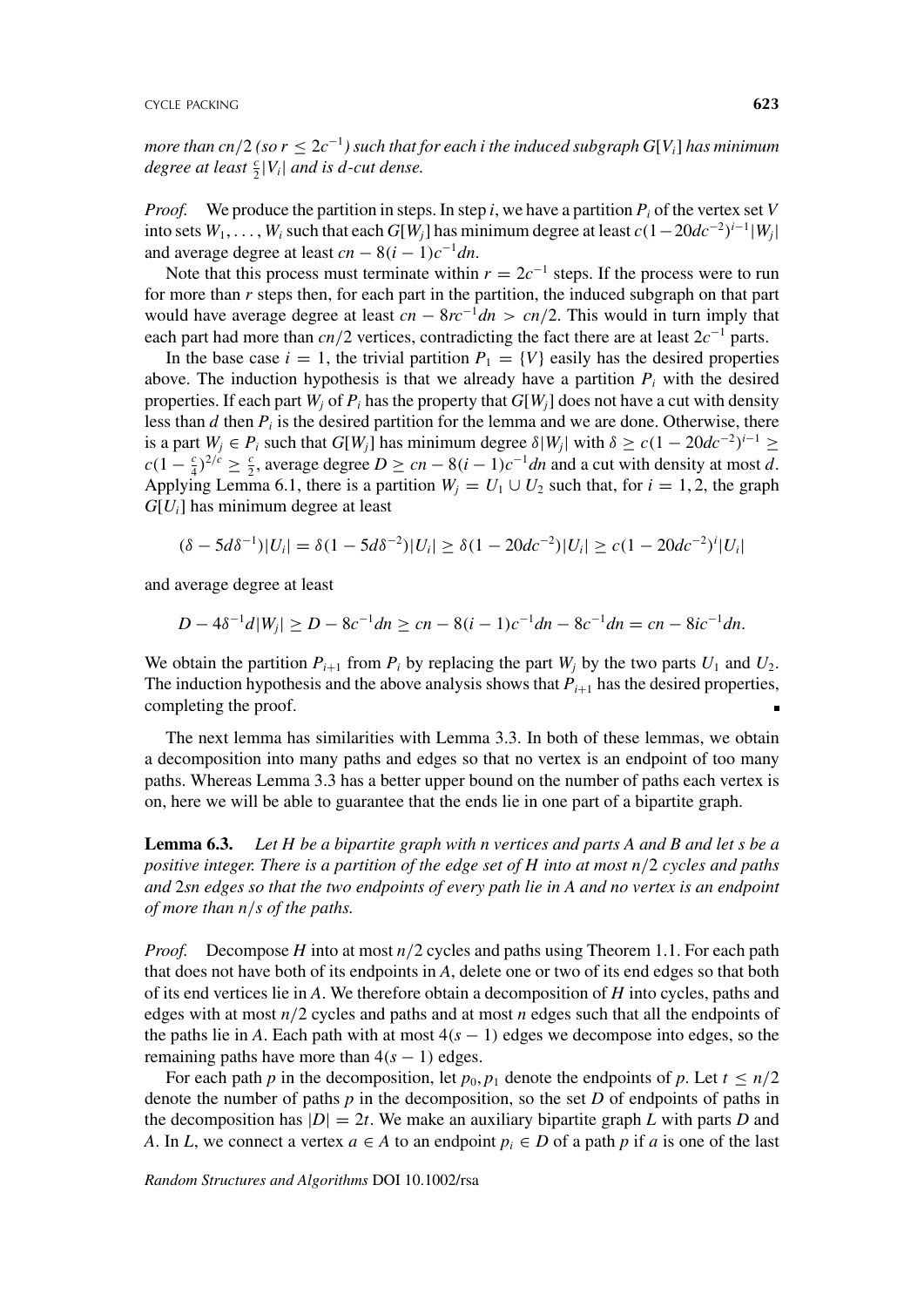*more than $cn/2$ (so $r \leq 2c^{-1}$) such that for each $i$ the induced subgraph $G[V_i]$ has minimum degree at least $\frac{c}{2}|V_i|$ and is $d$-cut dense.*

*Proof.* We produce the partition in steps. In step $i$, we have a partition $P_i$ of the vertex set $V$ into sets $W_1, \ldots, W_i$ such that each $G[W_j]$ has minimum degree at least $c(1-20dc^{-2})^{i-1}|W_j|$ and average degree at least $cn - 8(i-1)c^{-1}dn$.

Note that this process must terminate within $r = 2c^{-1}$ steps. If the process were to run for more than $r$ steps then, for each part in the partition, the induced subgraph on that part would have average degree at least $cn - 8rc^{-1}dn > cn/2$. This would in turn imply that each part had more than $cn/2$ vertices, contradicting the fact there are at least $2c^{-1}$ parts.

In the base case $i = 1$, the trivial partition $P_1 = \{V\}$ easily has the desired properties above. The induction hypothesis is that we already have a partition $P_i$ with the desired properties. If each part $W_j$ of $P_i$ has the property that $G[W_j]$ does not have a cut with density less than $d$ then $P_i$ is the desired partition for the lemma and we are done. Otherwise, there is a part $W_j \in P_i$ such that $G[W_j]$ has minimum degree $\delta|W_j|$ with $\delta \geq c(1-20dc^{-2})^{i-1} \geq c(1-\frac{c}{4})^{2/c} \geq \frac{c}{2}$, average degree $D \geq cn - 8(i-1)c^{-1}dn$ and a cut with density at most $d$. Applying Lemma 6.1, there is a partition $W_j = U_1 \cup U_2$ such that, for $i = 1, 2$, the graph $G[U_i]$ has minimum degree at least

$$(\delta - 5d\delta^{-1})|U_i| = \delta(1 - 5d\delta^{-2})|U_i| \geq \delta(1 - 20dc^{-2})|U_i| \geq c(1 - 20dc^{-2})^i|U_i|$$

and average degree at least

$$D - 4\delta^{-1}d|W_j| \geq D - 8c^{-1}dn \geq cn - 8(i-1)c^{-1}dn - 8c^{-1}dn = cn - 8ic^{-1}dn.$$

We obtain the partition $P_{i+1}$ from $P_i$ by replacing the part $W_j$ by the two parts $U_1$ and $U_2$. The induction hypothesis and the above analysis shows that $P_{i+1}$ has the desired properties, completing the proof. ∎

The next lemma has similarities with Lemma 3.3. In both of these lemmas, we obtain a decomposition into many paths and edges so that no vertex is an endpoint of too many paths. Whereas Lemma 3.3 has a better upper bound on the number of paths each vertex is on, here we will be able to guarantee that the ends lie in one part of a bipartite graph.

**Lemma 6.3.** *Let $H$ be a bipartite graph with $n$ vertices and parts $A$ and $B$ and let $s$ be a positive integer. There is a partition of the edge set of $H$ into at most $n/2$ cycles and paths and $2sn$ edges so that the two endpoints of every path lie in $A$ and no vertex is an endpoint of more than $n/s$ of the paths.*

*Proof.* Decompose $H$ into at most $n/2$ cycles and paths using Theorem 1.1. For each path that does not have both of its endpoints in $A$, delete one or two of its end edges so that both of its end vertices lie in $A$. We therefore obtain a decomposition of $H$ into cycles, paths and edges with at most $n/2$ cycles and paths and at most $n$ edges such that all the endpoints of the paths lie in $A$. Each path with at most $4(s-1)$ edges we decompose into edges, so the remaining paths have more than $4(s-1)$ edges.

For each path $p$ in the decomposition, let $p_0, p_1$ denote the endpoints of $p$. Let $t \leq n/2$ denote the number of paths $p$ in the decomposition, so the set $D$ of endpoints of paths in the decomposition has $|D| = 2t$. We make an auxiliary bipartite graph $L$ with parts $D$ and $A$. In $L$, we connect a vertex $a \in A$ to an endpoint $p_i \in D$ of a path $p$ if $a$ is one of the last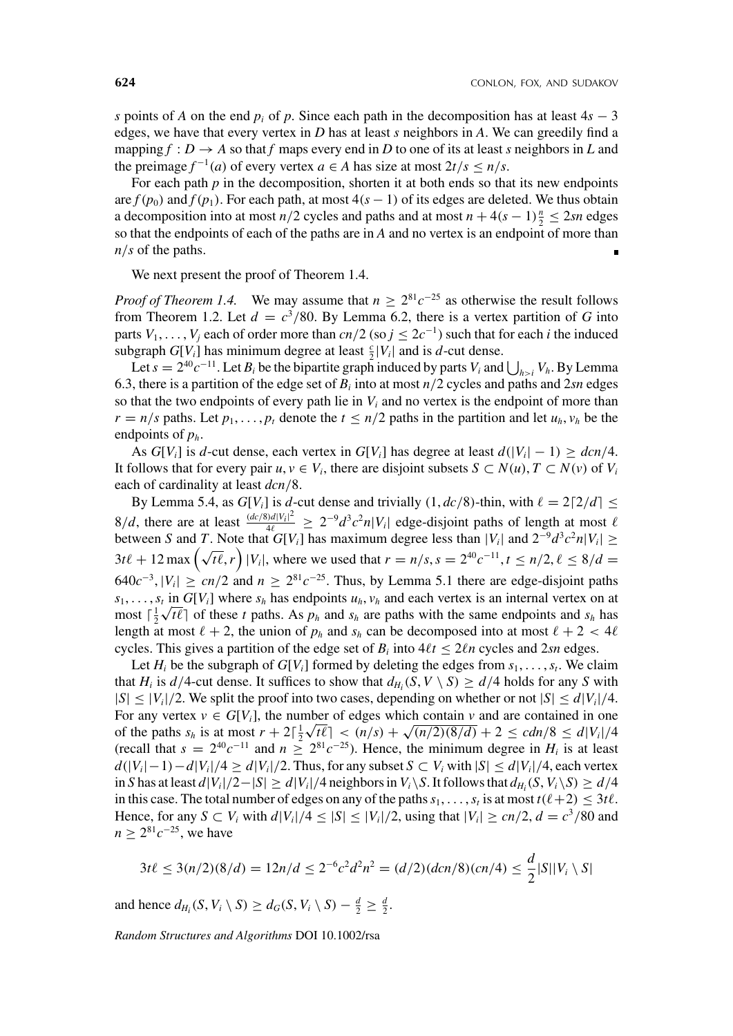$s$ points of $A$ on the end $p_i$ of $p$. Since each path in the decomposition has at least $4s-3$ edges, we have that every vertex in $D$ has at least $s$ neighbors in $A$. We can greedily find a mapping $f: D \to A$ so that $f$ maps every end in $D$ to one of its at least $s$ neighbors in $L$ and the preimage $f^{-1}(a)$ of every vertex $a \in A$ has size at most $2t/s \le n/s$.

For each path $p$ in the decomposition, shorten it at both ends so that its new endpoints are $f(p_0)$ and $f(p_1)$. For each path, at most $4(s-1)$ of its edges are deleted. We thus obtain a decomposition into at most $n/2$ cycles and paths and at most $n + 4(s-1)\frac{n}{2} \le 2sn$ edges so that the endpoints of each of the paths are in $A$ and no vertex is an endpoint of more than $n/s$ of the paths. ∎

We next present the proof of Theorem 1.4.

*Proof of Theorem 1.4.* We may assume that $n \ge 2^{81}c^{-25}$ as otherwise the result follows from Theorem 1.2. Let $d = c^3/80$. By Lemma 6.2, there is a vertex partition of $G$ into parts $V_1, \ldots, V_j$ each of order more than $cn/2$ (so $j \le 2c^{-1}$) such that for each $i$ the induced subgraph $G[V_i]$ has minimum degree at least $\frac{c}{2}|V_i|$ and is $d$-cut dense.

Let $s = 2^{40}c^{-11}$. Let $B_i$ be the bipartite graph induced by parts $V_i$ and $\bigcup_{h>i} V_h$. By Lemma 6.3, there is a partition of the edge set of $B_i$ into at most $n/2$ cycles and paths and $2sn$ edges so that the two endpoints of every path lie in $V_i$ and no vertex is the endpoint of more than $r = n/s$ paths. Let $p_1, \ldots, p_t$ denote the $t \le n/2$ paths in the partition and let $u_h, v_h$ be the endpoints of $p_h$.

As $G[V_i]$ is $d$-cut dense, each vertex in $G[V_i]$ has degree at least $d(|V_i|-1) \ge dcn/4$. It follows that for every pair $u, v \in V_i$, there are disjoint subsets $S \subset N(u), T \subset N(v)$ of $V_i$ each of cardinality at least $dcn/8$.

By Lemma 5.4, as $G[V_i]$ is $d$-cut dense and trivially $(1, dc/8)$-thin, with $\ell = 2\lceil 2/d \rceil \le 8/d$, there are at least $\frac{(dc/8)d|V_i|^2}{4\ell} \ge 2^{-9}d^3c^2n|V_i|$ edge-disjoint paths of length at most $\ell$ between $S$ and $T$. Note that $G[V_i]$ has maximum degree less than $|V_i|$ and $2^{-9}d^3c^2n|V_i| \ge 3t\ell + 12\max\left(\sqrt{t\ell}, r\right)|V_i|$, where we used that $r = n/s, s = 2^{40}c^{-11}, t \le n/2, \ell \le 8/d = 640c^{-3}, |V_i| \ge cn/2$ and $n \ge 2^{81}c^{-25}$. Thus, by Lemma 5.1 there are edge-disjoint paths $s_1, \ldots, s_t$ in $G[V_i]$ where $s_h$ has endpoints $u_h, v_h$ and each vertex is an internal vertex on at most $\lceil \frac{1}{2}\sqrt{t\ell} \rceil$ of these $t$ paths. As $p_h$ and $s_h$ are paths with the same endpoints and $s_h$ has length at most $\ell + 2$, the union of $p_h$ and $s_h$ can be decomposed into at most $\ell + 2 < 4\ell$ cycles. This gives a partition of the edge set of $B_i$ into $4\ell t \le 2\ell n$ cycles and $2sn$ edges.

Let $H_i$ be the subgraph of $G[V_i]$ formed by deleting the edges from $s_1, \ldots, s_t$. We claim that $H_i$ is $d/4$-cut dense. It suffices to show that $d_{H_i}(S, V \setminus S) \ge d/4$ holds for any $S$ with $|S| \le |V_i|/2$. We split the proof into two cases, depending on whether or not $|S| \le d|V_i|/4$. For any vertex $v \in G[V_i]$, the number of edges which contain $v$ and are contained in one of the paths $s_h$ is at most $r + 2\lceil \frac{1}{2}\sqrt{t\ell} \rceil < (n/s) + \sqrt{(n/2)(8/d)} + 2 \le cdn/8 \le d|V_i|/4$ (recall that $s = 2^{40}c^{-11}$ and $n \ge 2^{81}c^{-25}$). Hence, the minimum degree in $H_i$ is at least $d(|V_i|-1) - d|V_i|/4 \ge d|V_i|/2$. Thus, for any subset $S \subset V_i$ with $|S| \le d|V_i|/4$, each vertex in $S$ has at least $d|V_i|/2 - |S| \ge d|V_i|/4$ neighbors in $V_i \setminus S$. It follows that $d_{H_i}(S, V_i \setminus S) \ge d/4$ in this case. The total number of edges on any of the paths $s_1, \ldots, s_t$ is at most $t(\ell+2) \le 3t\ell$. Hence, for any $S \subset V_i$ with $d|V_i|/4 \le |S| \le |V_i|/2$, using that $|V_i| \ge cn/2$, $d = c^3/80$ and $n \ge 2^{81}c^{-25}$, we have

$$3t\ell \le 3(n/2)(8/d) = 12n/d \le 2^{-6}c^2d^2n^2 = (d/2)(dcn/8)(cn/4) \le \frac{d}{2}|S||V_i \setminus S|$$

and hence $d_{H_i}(S, V_i \setminus S) \ge d_G(S, V_i \setminus S) - \frac{d}{2} \ge \frac{d}{2}$.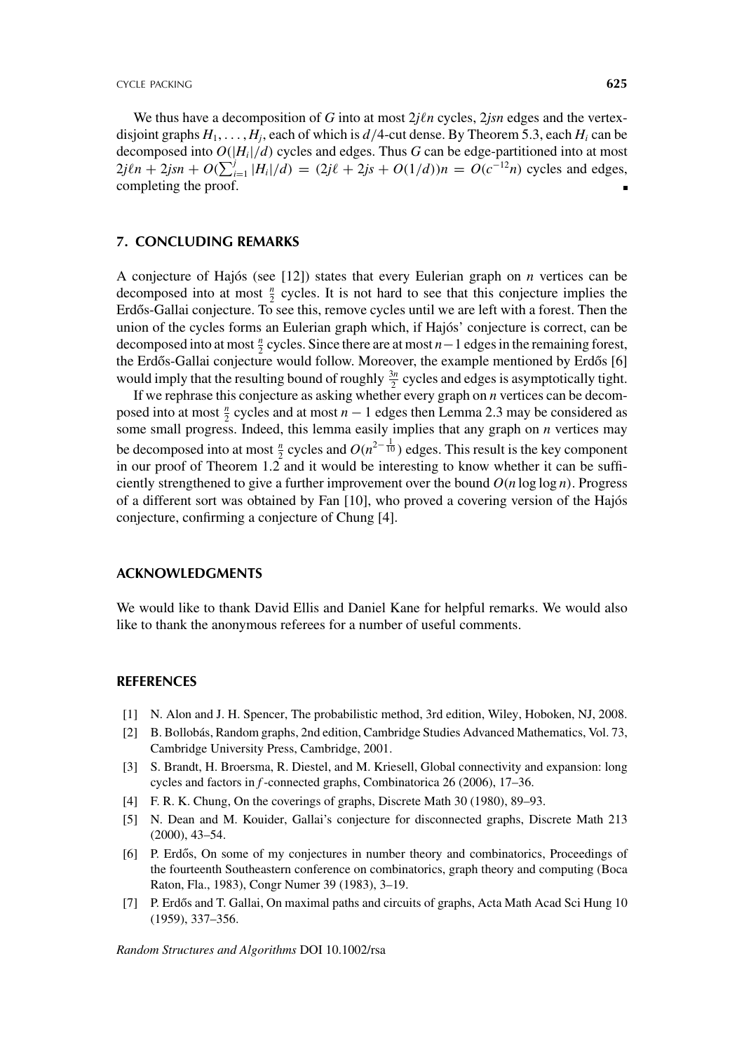We thus have a decomposition of $G$ into at most $2j\ell n$ cycles, $2jsn$ edges and the vertex-disjoint graphs $H_1, \dots, H_j$, each of which is $d/4$-cut dense. By Theorem 5.3, each $H_i$ can be decomposed into $O(|H_i|/d)$ cycles and edges. Thus $G$ can be edge-partitioned into at most $2j\ell n + 2jsn + O(\sum_{i=1}^{j} |H_i|/d) = (2j\ell + 2js + O(1/d))n = O(c^{-12}n)$ cycles and edges, completing the proof. ∎

## 7. CONCLUDING REMARKS

A conjecture of Hajós (see [12]) states that every Eulerian graph on $n$ vertices can be decomposed into at most $\frac{n}{2}$ cycles. It is not hard to see that this conjecture implies the Erdős-Gallai conjecture. To see this, remove cycles until we are left with a forest. Then the union of the cycles forms an Eulerian graph which, if Hajós' conjecture is correct, can be decomposed into at most $\frac{n}{2}$ cycles. Since there are at most $n-1$ edges in the remaining forest, the Erdős-Gallai conjecture would follow. Moreover, the example mentioned by Erdős [6] would imply that the resulting bound of roughly $\frac{3n}{2}$ cycles and edges is asymptotically tight.

If we rephrase this conjecture as asking whether every graph on $n$ vertices can be decomposed into at most $\frac{n}{2}$ cycles and at most $n-1$ edges then Lemma 2.3 may be considered as some small progress. Indeed, this lemma easily implies that any graph on $n$ vertices may be decomposed into at most $\frac{n}{2}$ cycles and $O(n^{2-\frac{1}{10}})$ edges. This result is the key component in our proof of Theorem 1.2 and it would be interesting to know whether it can be sufficiently strengthened to give a further improvement over the bound $O(n \log \log n)$. Progress of a different sort was obtained by Fan [10], who proved a covering version of the Hajós conjecture, confirming a conjecture of Chung [4].

## ACKNOWLEDGMENTS

We would like to thank David Ellis and Daniel Kane for helpful remarks. We would also like to thank the anonymous referees for a number of useful comments.

## REFERENCES

[1] N. Alon and J. H. Spencer, The probabilistic method, 3rd edition, Wiley, Hoboken, NJ, 2008.

[2] B. Bollobás, Random graphs, 2nd edition, Cambridge Studies Advanced Mathematics, Vol. 73, Cambridge University Press, Cambridge, 2001.

[3] S. Brandt, H. Broersma, R. Diestel, and M. Kriesell, Global connectivity and expansion: long cycles and factors in $f$-connected graphs, Combinatorica 26 (2006), 17–36.

[4] F. R. K. Chung, On the coverings of graphs, Discrete Math 30 (1980), 89–93.

[5] N. Dean and M. Kouider, Gallai's conjecture for disconnected graphs, Discrete Math 213 (2000), 43–54.

[6] P. Erdős, On some of my conjectures in number theory and combinatorics, Proceedings of the fourteenth Southeastern conference on combinatorics, graph theory and computing (Boca Raton, Fla., 1983), Congr Numer 39 (1983), 3–19.

[7] P. Erdős and T. Gallai, On maximal paths and circuits of graphs, Acta Math Acad Sci Hung 10 (1959), 337–356.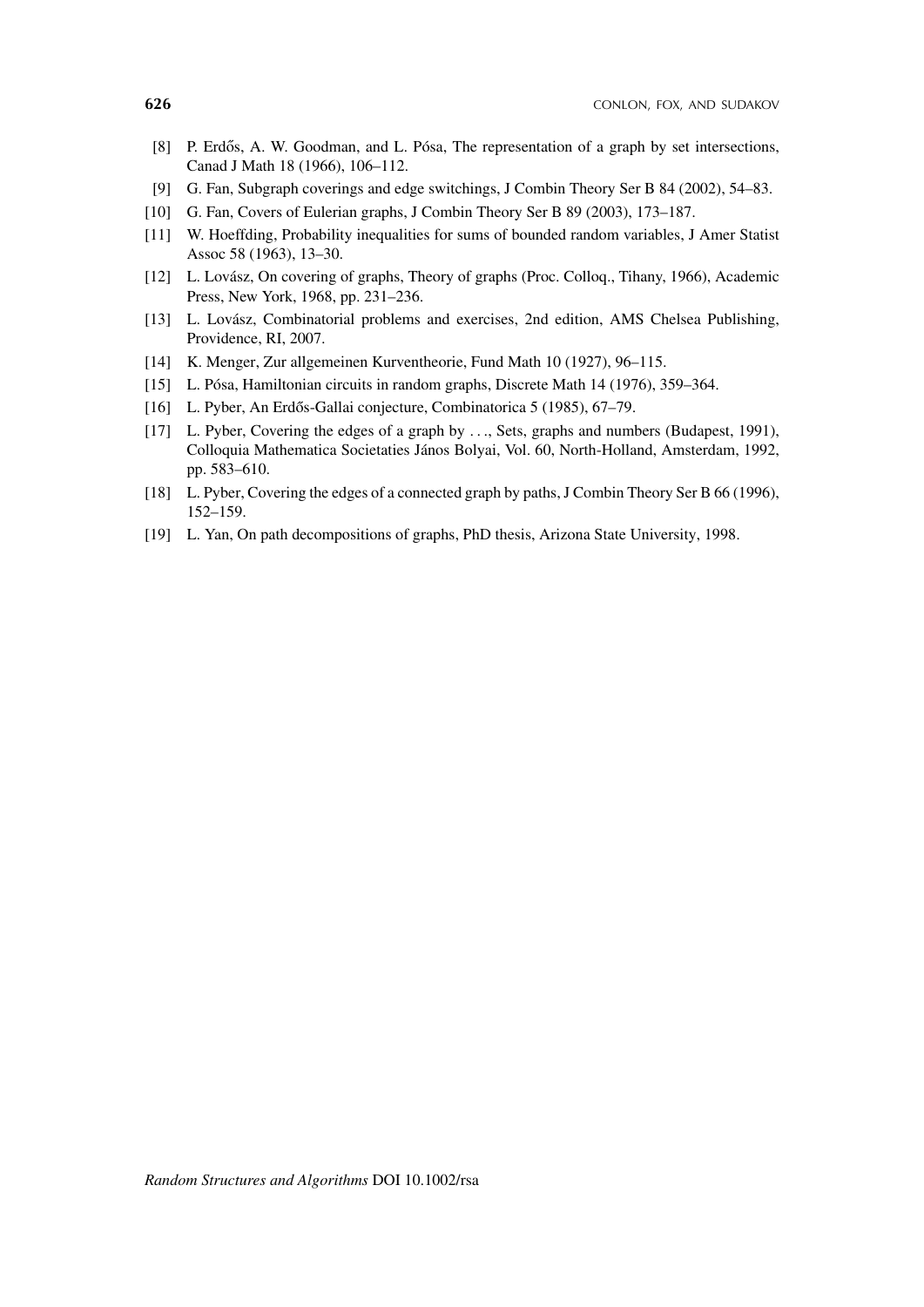[8] P. Erdős, A. W. Goodman, and L. Pósa, The representation of a graph by set intersections, Canad J Math 18 (1966), 106–112.

[9] G. Fan, Subgraph coverings and edge switchings, J Combin Theory Ser B 84 (2002), 54–83.

[10] G. Fan, Covers of Eulerian graphs, J Combin Theory Ser B 89 (2003), 173–187.

[11] W. Hoeffding, Probability inequalities for sums of bounded random variables, J Amer Statist Assoc 58 (1963), 13–30.

[12] L. Lovász, On covering of graphs, Theory of graphs (Proc. Colloq., Tihany, 1966), Academic Press, New York, 1968, pp. 231–236.

[13] L. Lovász, Combinatorial problems and exercises, 2nd edition, AMS Chelsea Publishing, Providence, RI, 2007.

[14] K. Menger, Zur allgemeinen Kurventheorie, Fund Math 10 (1927), 96–115.

[15] L. Pósa, Hamiltonian circuits in random graphs, Discrete Math 14 (1976), 359–364.

[16] L. Pyber, An Erdős-Gallai conjecture, Combinatorica 5 (1985), 67–79.

[17] L. Pyber, Covering the edges of a graph by ..., Sets, graphs and numbers (Budapest, 1991), Colloquia Mathematica Societaties János Bolyai, Vol. 60, North-Holland, Amsterdam, 1992, pp. 583–610.

[18] L. Pyber, Covering the edges of a connected graph by paths, J Combin Theory Ser B 66 (1996), 152–159.

[19] L. Yan, On path decompositions of graphs, PhD thesis, Arizona State University, 1998.